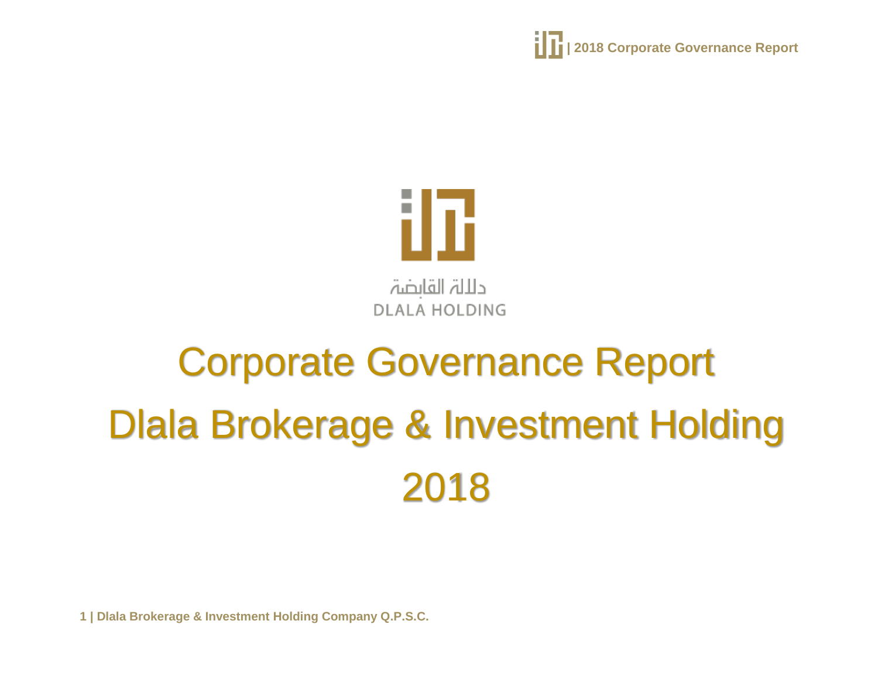دلالة القابضة
DLALA HOLDING

# Corporate Governance Report

# Dlala Brokerage & Investment Holding

# 2018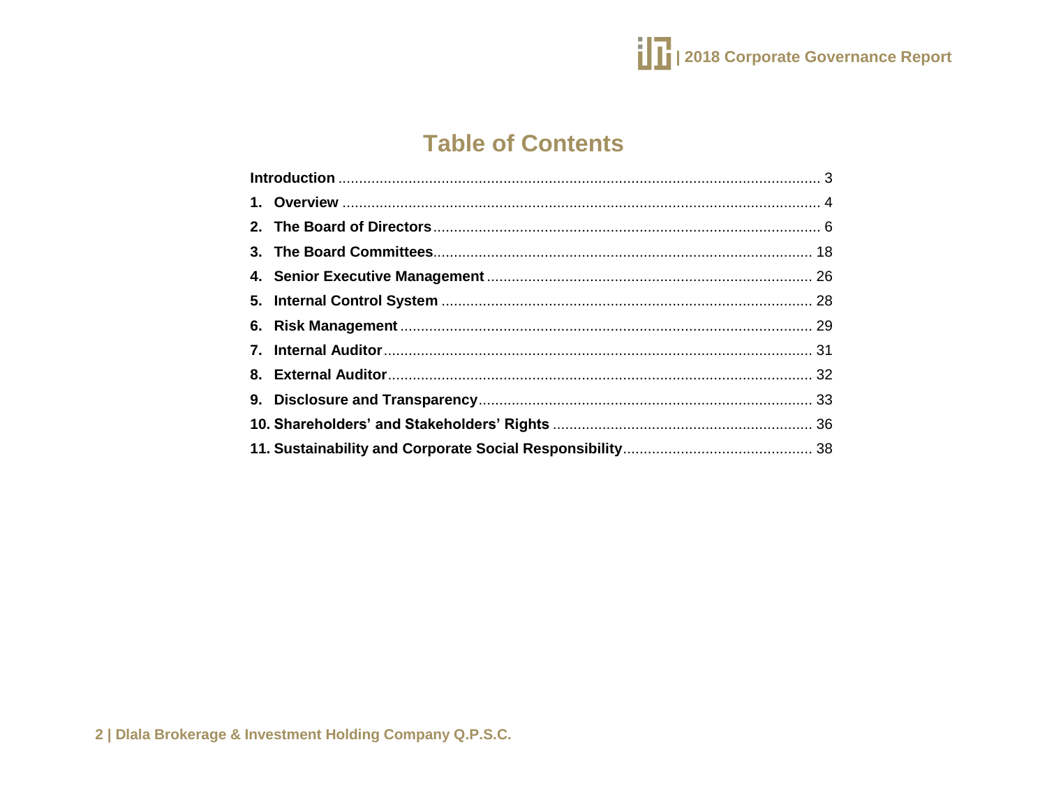# Table of Contents

| | |
|---|---|
| **Introduction** | 3 |
| **1. Overview** | 4 |
| **2. The Board of Directors** | 6 |
| **3. The Board Committees** | 18 |
| **4. Senior Executive Management** | 26 |
| **5. Internal Control System** | 28 |
| **6. Risk Management** | 29 |
| **7. Internal Auditor** | 31 |
| **8. External Auditor** | 32 |
| **9. Disclosure and Transparency** | 33 |
| **10. Shareholders' and Stakeholders' Rights** | 36 |
| **11. Sustainability and Corporate Social Responsibility** | 38 |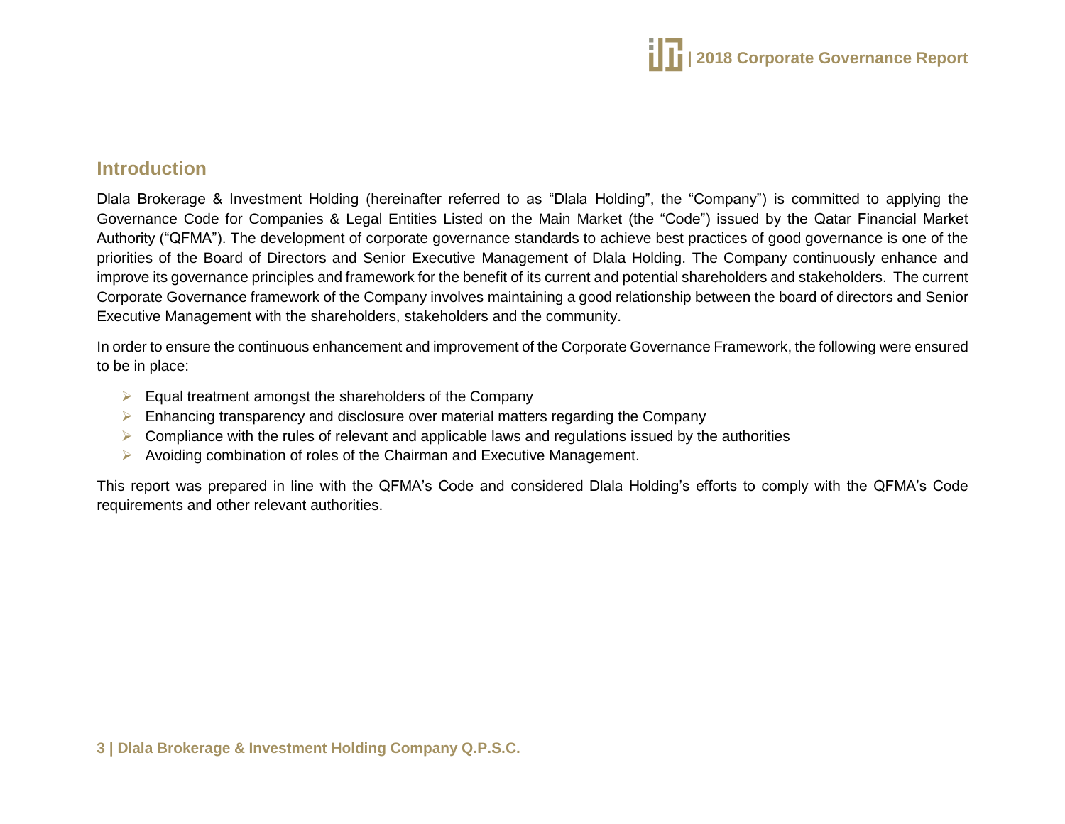## Introduction

Dlala Brokerage & Investment Holding (hereinafter referred to as "Dlala Holding", the "Company") is committed to applying the Governance Code for Companies & Legal Entities Listed on the Main Market (the "Code") issued by the Qatar Financial Market Authority ("QFMA"). The development of corporate governance standards to achieve best practices of good governance is one of the priorities of the Board of Directors and Senior Executive Management of Dlala Holding. The Company continuously enhance and improve its governance principles and framework for the benefit of its current and potential shareholders and stakeholders. The current Corporate Governance framework of the Company involves maintaining a good relationship between the board of directors and Senior Executive Management with the shareholders, stakeholders and the community.

In order to ensure the continuous enhancement and improvement of the Corporate Governance Framework, the following were ensured to be in place:

- Equal treatment amongst the shareholders of the Company
- Enhancing transparency and disclosure over material matters regarding the Company
- Compliance with the rules of relevant and applicable laws and regulations issued by the authorities
- Avoiding combination of roles of the Chairman and Executive Management.

This report was prepared in line with the QFMA's Code and considered Dlala Holding's efforts to comply with the QFMA's Code requirements and other relevant authorities.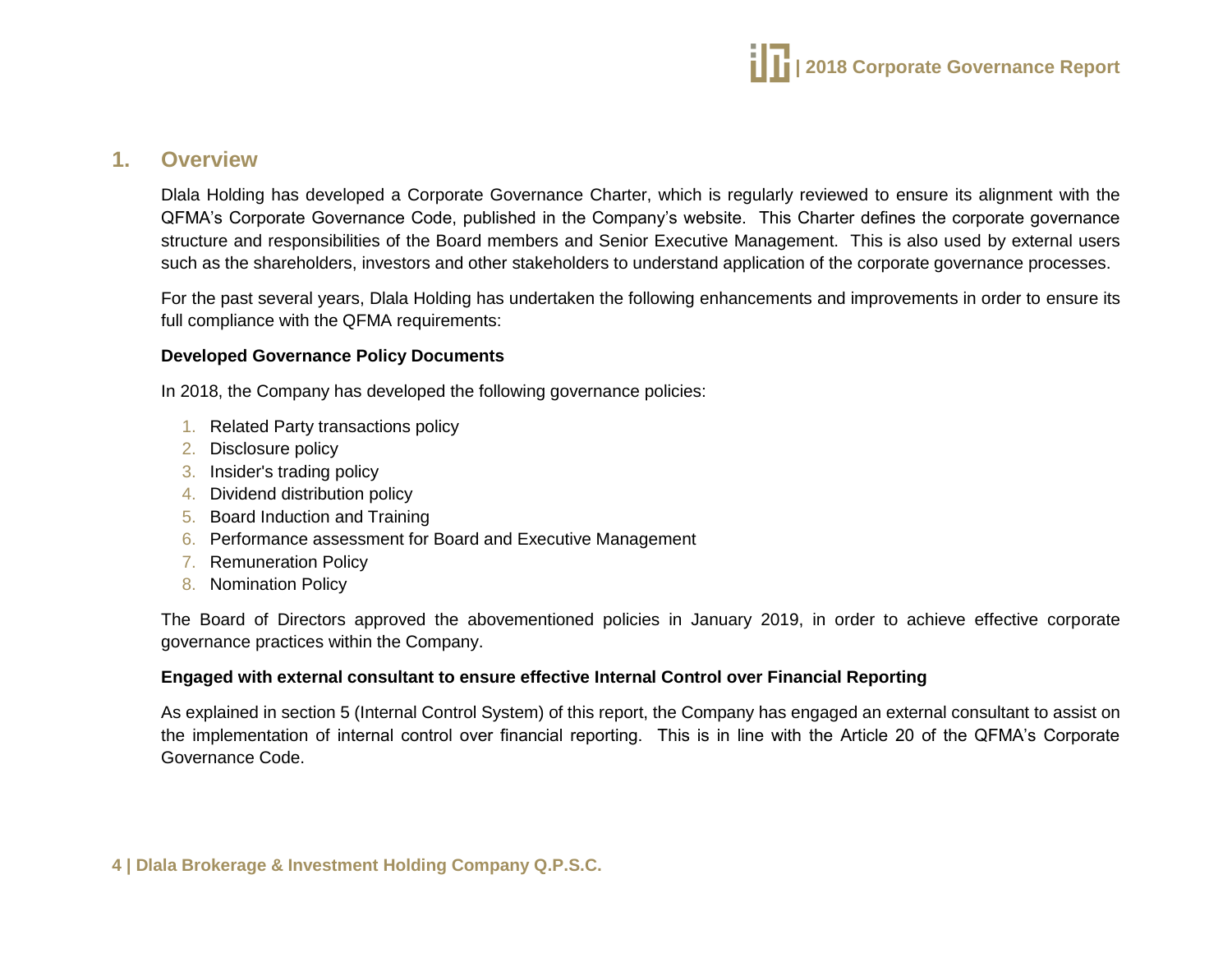## 1. Overview

Dlala Holding has developed a Corporate Governance Charter, which is regularly reviewed to ensure its alignment with the QFMA's Corporate Governance Code, published in the Company's website. This Charter defines the corporate governance structure and responsibilities of the Board members and Senior Executive Management. This is also used by external users such as the shareholders, investors and other stakeholders to understand application of the corporate governance processes.

For the past several years, Dlala Holding has undertaken the following enhancements and improvements in order to ensure its full compliance with the QFMA requirements:

**Developed Governance Policy Documents**

In 2018, the Company has developed the following governance policies:

1. Related Party transactions policy
2. Disclosure policy
3. Insider's trading policy
4. Dividend distribution policy
5. Board Induction and Training
6. Performance assessment for Board and Executive Management
7. Remuneration Policy
8. Nomination Policy

The Board of Directors approved the abovementioned policies in January 2019, in order to achieve effective corporate governance practices within the Company.

**Engaged with external consultant to ensure effective Internal Control over Financial Reporting**

As explained in section 5 (Internal Control System) of this report, the Company has engaged an external consultant to assist on the implementation of internal control over financial reporting. This is in line with the Article 20 of the QFMA's Corporate Governance Code.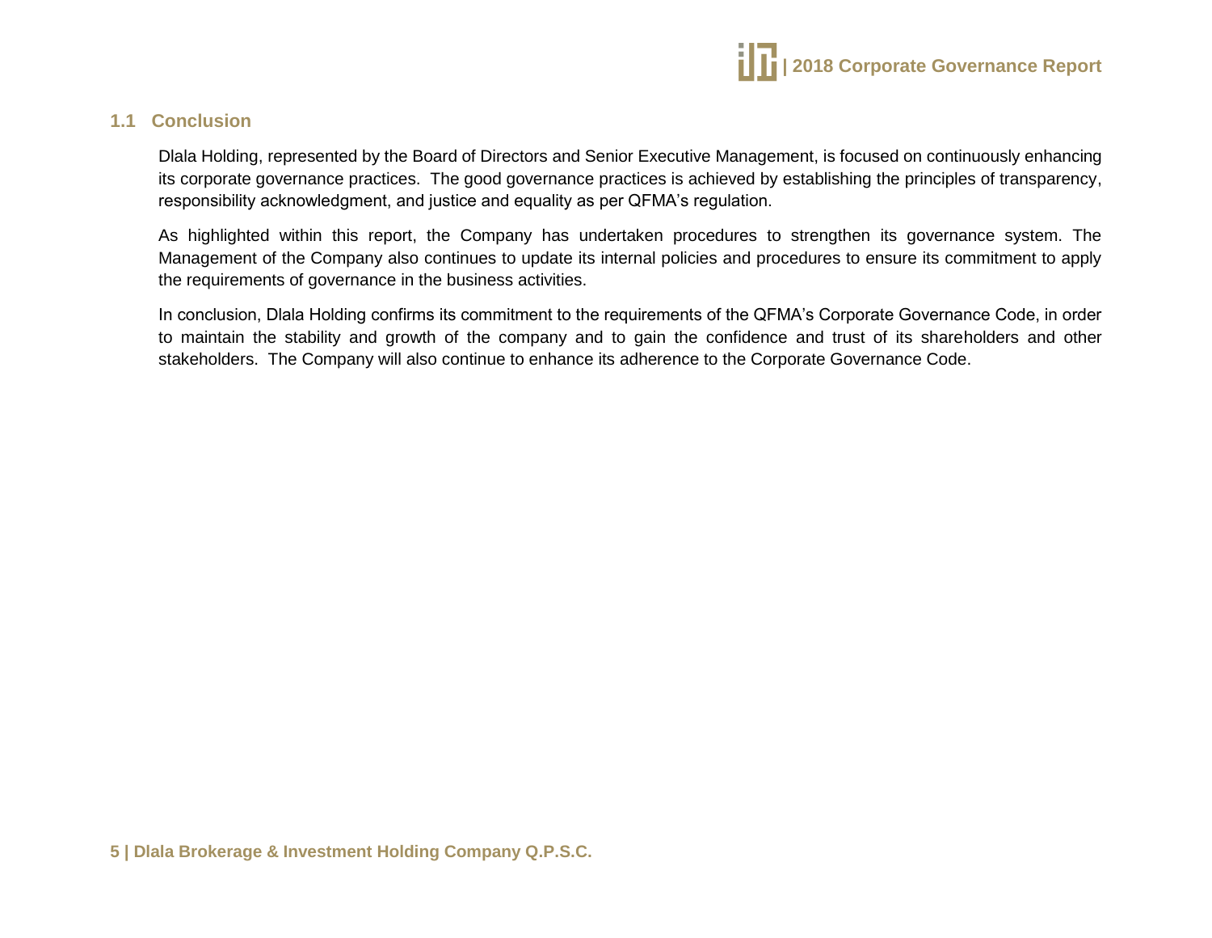## 1.1 Conclusion

Dlala Holding, represented by the Board of Directors and Senior Executive Management, is focused on continuously enhancing its corporate governance practices. The good governance practices is achieved by establishing the principles of transparency, responsibility acknowledgment, and justice and equality as per QFMA's regulation.

As highlighted within this report, the Company has undertaken procedures to strengthen its governance system. The Management of the Company also continues to update its internal policies and procedures to ensure its commitment to apply the requirements of governance in the business activities.

In conclusion, Dlala Holding confirms its commitment to the requirements of the QFMA's Corporate Governance Code, in order to maintain the stability and growth of the company and to gain the confidence and trust of its shareholders and other stakeholders. The Company will also continue to enhance its adherence to the Corporate Governance Code.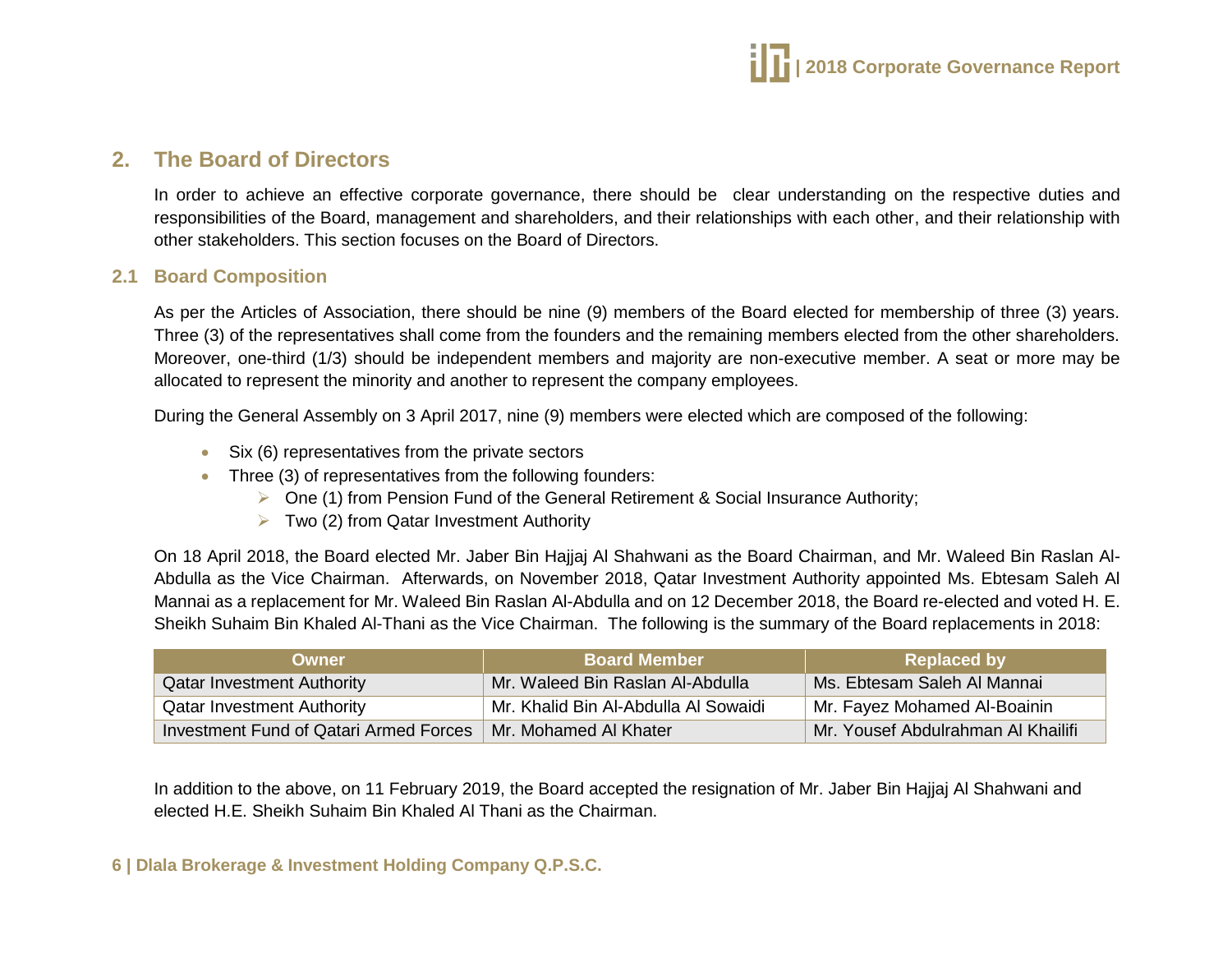## 2. The Board of Directors

In order to achieve an effective corporate governance, there should be clear understanding on the respective duties and responsibilities of the Board, management and shareholders, and their relationships with each other, and their relationship with other stakeholders. This section focuses on the Board of Directors.

### 2.1 Board Composition

As per the Articles of Association, there should be nine (9) members of the Board elected for membership of three (3) years. Three (3) of the representatives shall come from the founders and the remaining members elected from the other shareholders. Moreover, one-third (1/3) should be independent members and majority are non-executive member. A seat or more may be allocated to represent the minority and another to represent the company employees.

During the General Assembly on 3 April 2017, nine (9) members were elected which are composed of the following:

- Six (6) representatives from the private sectors
- Three (3) of representatives from the following founders:
  - One (1) from Pension Fund of the General Retirement & Social Insurance Authority;
  - Two (2) from Qatar Investment Authority

On 18 April 2018, the Board elected Mr. Jaber Bin Hajjaj Al Shahwani as the Board Chairman, and Mr. Waleed Bin Raslan Al-Abdulla as the Vice Chairman. Afterwards, on November 2018, Qatar Investment Authority appointed Ms. Ebtesam Saleh Al Mannai as a replacement for Mr. Waleed Bin Raslan Al-Abdulla and on 12 December 2018, the Board re-elected and voted H. E. Sheikh Suhaim Bin Khaled Al-Thani as the Vice Chairman. The following is the summary of the Board replacements in 2018:

| Owner | Board Member | Replaced by |
|---|---|---|
| Qatar Investment Authority | Mr. Waleed Bin Raslan Al-Abdulla | Ms. Ebtesam Saleh Al Mannai |
| Qatar Investment Authority | Mr. Khalid Bin Al-Abdulla Al Sowaidi | Mr. Fayez Mohamed Al-Boainin |
| Investment Fund of Qatari Armed Forces | Mr. Mohamed Al Khater | Mr. Yousef Abdulrahman Al Khailifi |

In addition to the above, on 11 February 2019, the Board accepted the resignation of Mr. Jaber Bin Hajjaj Al Shahwani and elected H.E. Sheikh Suhaim Bin Khaled Al Thani as the Chairman.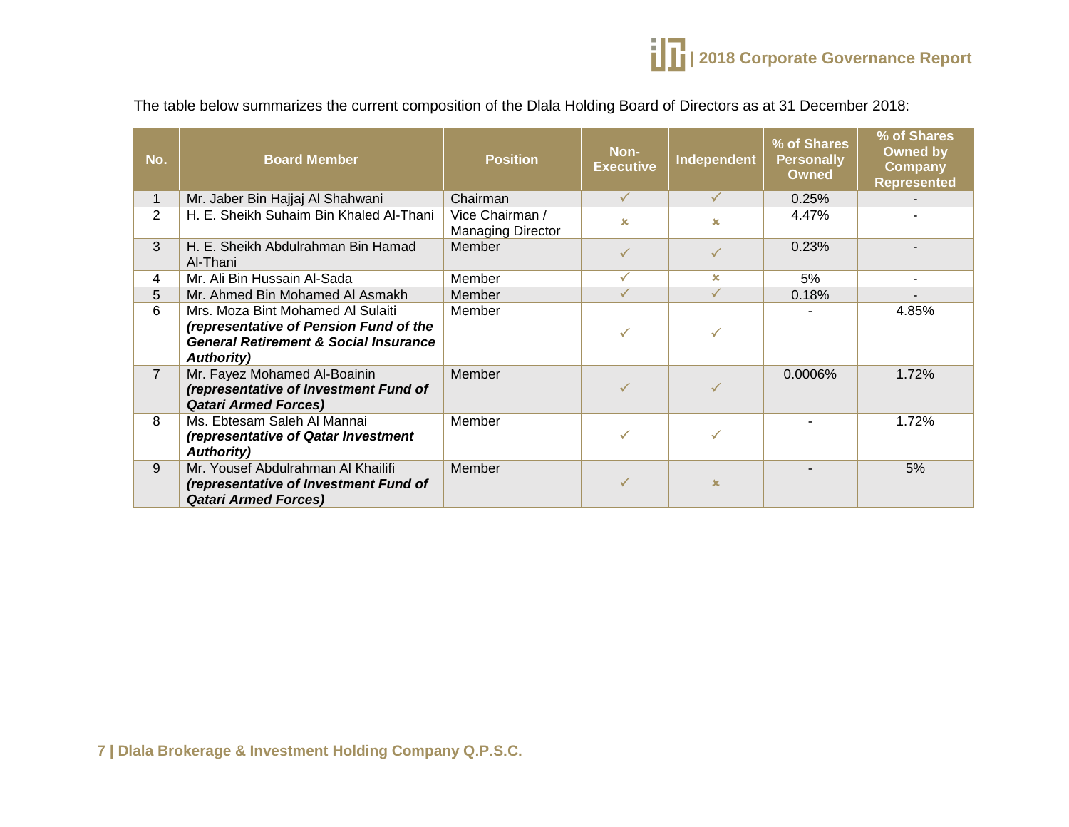The table below summarizes the current composition of the Dlala Holding Board of Directors as at 31 December 2018:

| No. | Board Member | Position | Non-Executive | Independent | % of Shares Personally Owned | % of Shares Owned by Company Represented |
|---|---|---|---|---|---|---|
| 1 | Mr. Jaber Bin Hajjaj Al Shahwani | Chairman | ✓ | ✓ | 0.25% | - |
| 2 | H. E. Sheikh Suhaim Bin Khaled Al-Thani | Vice Chairman / Managing Director | × | × | 4.47% | - |
| 3 | H. E. Sheikh Abdulrahman Bin Hamad Al-Thani | Member | ✓ | ✓ | 0.23% | - |
| 4 | Mr. Ali Bin Hussain Al-Sada | Member | ✓ | × | 5% | - |
| 5 | Mr. Ahmed Bin Mohamed Al Asmakh | Member | ✓ | ✓ | 0.18% | - |
| 6 | Mrs. Moza Bint Mohamed Al Sulaiti ***(representative of Pension Fund of the General Retirement & Social Insurance Authority)*** | Member | ✓ | ✓ | - | 4.85% |
| 7 | Mr. Fayez Mohamed Al-Boainin ***(representative of Investment Fund of Qatari Armed Forces)*** | Member | ✓ | ✓ | 0.0006% | 1.72% |
| 8 | Ms. Ebtesam Saleh Al Mannai ***(representative of Qatar Investment Authority)*** | Member | ✓ | ✓ | - | 1.72% |
| 9 | Mr. Yousef Abdulrahman Al Khailifi ***(representative of Investment Fund of Qatari Armed Forces)*** | Member | ✓ | × | - | 5% |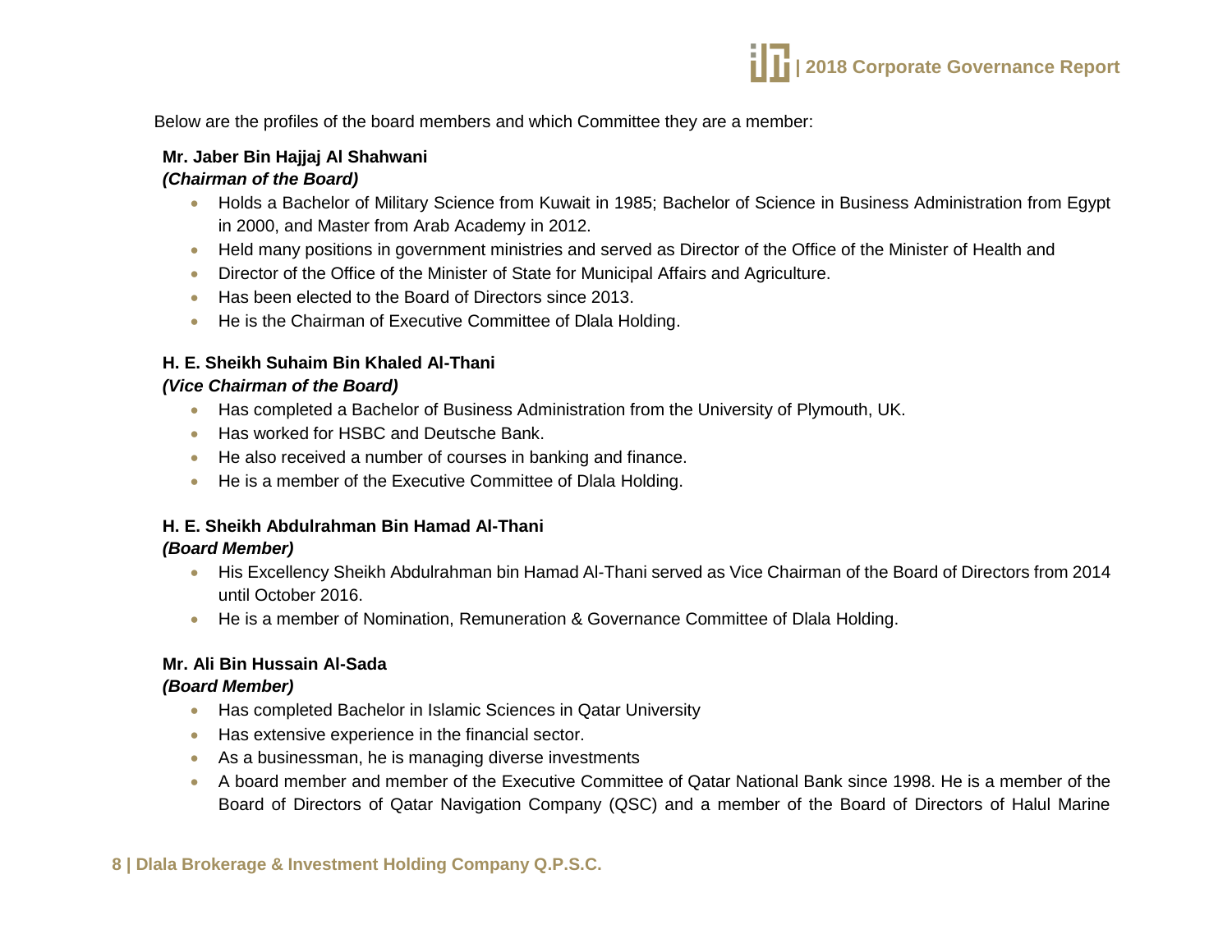Below are the profiles of the board members and which Committee they are a member:

**Mr. Jaber Bin Hajjaj Al Shahwani**
***(Chairman of the Board)***

- Holds a Bachelor of Military Science from Kuwait in 1985; Bachelor of Science in Business Administration from Egypt in 2000, and Master from Arab Academy in 2012.
- Held many positions in government ministries and served as Director of the Office of the Minister of Health and
- Director of the Office of the Minister of State for Municipal Affairs and Agriculture.
- Has been elected to the Board of Directors since 2013.
- He is the Chairman of Executive Committee of Dlala Holding.

**H. E. Sheikh Suhaim Bin Khaled Al-Thani**
***(Vice Chairman of the Board)***

- Has completed a Bachelor of Business Administration from the University of Plymouth, UK.
- Has worked for HSBC and Deutsche Bank.
- He also received a number of courses in banking and finance.
- He is a member of the Executive Committee of Dlala Holding.

**H. E. Sheikh Abdulrahman Bin Hamad Al-Thani**
***(Board Member)***

- His Excellency Sheikh Abdulrahman bin Hamad Al-Thani served as Vice Chairman of the Board of Directors from 2014 until October 2016.
- He is a member of Nomination, Remuneration & Governance Committee of Dlala Holding.

**Mr. Ali Bin Hussain Al-Sada**
***(Board Member)***

- Has completed Bachelor in Islamic Sciences in Qatar University
- Has extensive experience in the financial sector.
- As a businessman, he is managing diverse investments
- A board member and member of the Executive Committee of Qatar National Bank since 1998. He is a member of the Board of Directors of Qatar Navigation Company (QSC) and a member of the Board of Directors of Halul Marine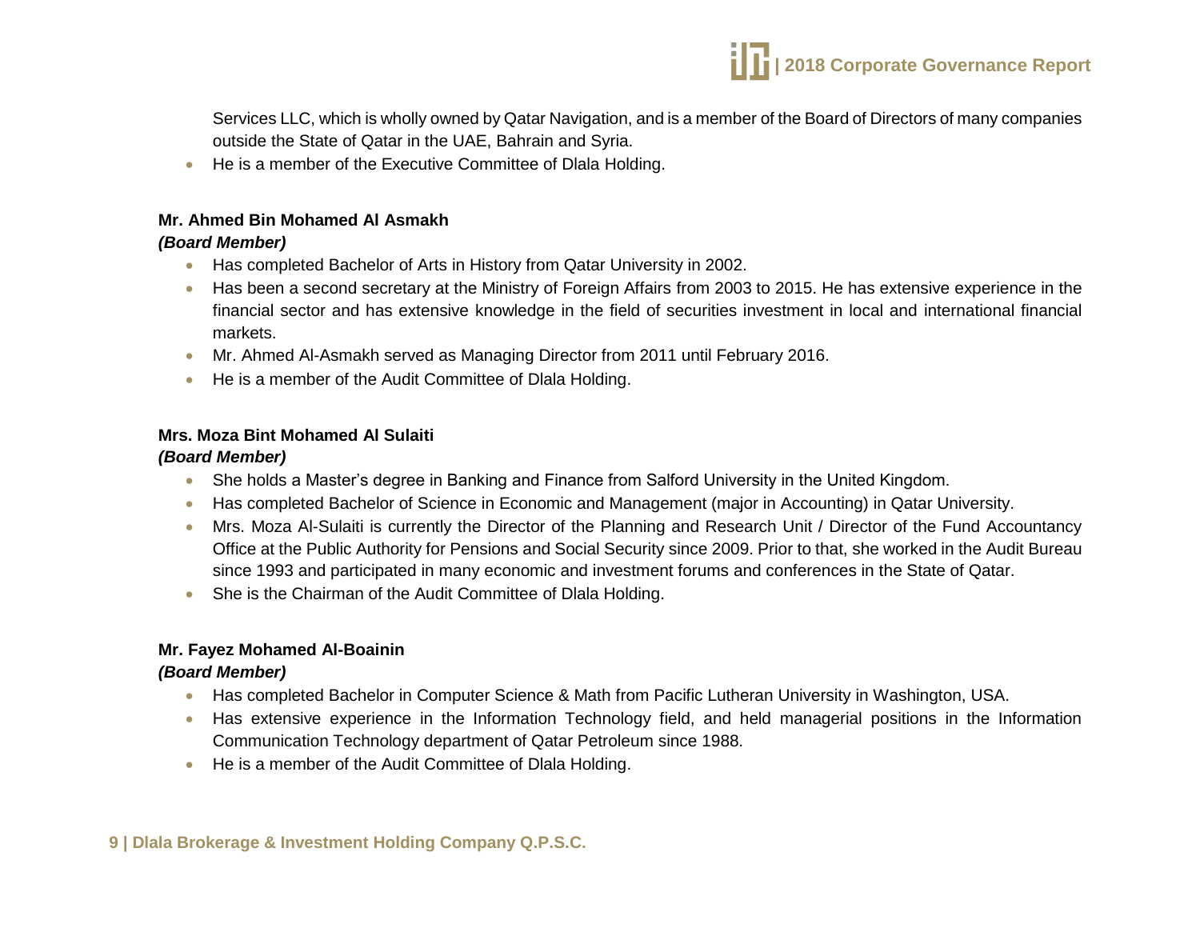Services LLC, which is wholly owned by Qatar Navigation, and is a member of the Board of Directors of many companies outside the State of Qatar in the UAE, Bahrain and Syria.

- He is a member of the Executive Committee of Dlala Holding.

**Mr. Ahmed Bin Mohamed Al Asmakh**
***(Board Member)***

- Has completed Bachelor of Arts in History from Qatar University in 2002.
- Has been a second secretary at the Ministry of Foreign Affairs from 2003 to 2015. He has extensive experience in the financial sector and has extensive knowledge in the field of securities investment in local and international financial markets.
- Mr. Ahmed Al-Asmakh served as Managing Director from 2011 until February 2016.
- He is a member of the Audit Committee of Dlala Holding.

**Mrs. Moza Bint Mohamed Al Sulaiti**
***(Board Member)***

- She holds a Master's degree in Banking and Finance from Salford University in the United Kingdom.
- Has completed Bachelor of Science in Economic and Management (major in Accounting) in Qatar University.
- Mrs. Moza Al-Sulaiti is currently the Director of the Planning and Research Unit / Director of the Fund Accountancy Office at the Public Authority for Pensions and Social Security since 2009. Prior to that, she worked in the Audit Bureau since 1993 and participated in many economic and investment forums and conferences in the State of Qatar.
- She is the Chairman of the Audit Committee of Dlala Holding.

**Mr. Fayez Mohamed Al-Boainin**
***(Board Member)***

- Has completed Bachelor in Computer Science & Math from Pacific Lutheran University in Washington, USA.
- Has extensive experience in the Information Technology field, and held managerial positions in the Information Communication Technology department of Qatar Petroleum since 1988.
- He is a member of the Audit Committee of Dlala Holding.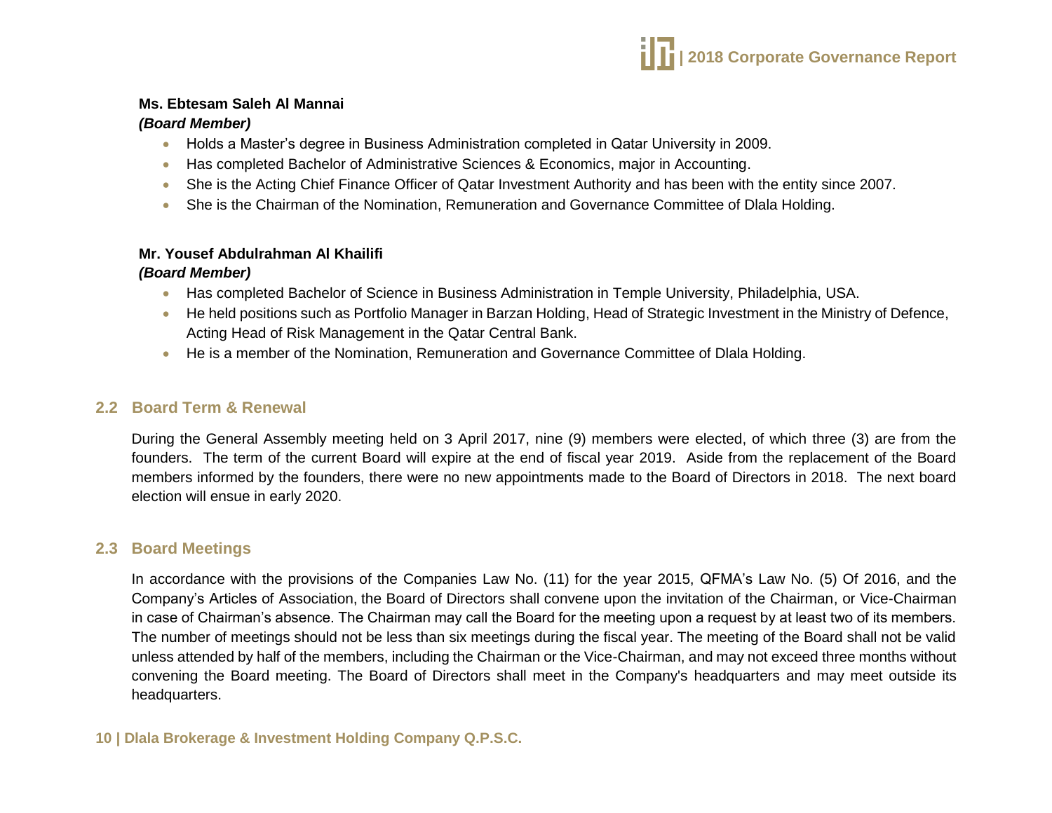**Ms. Ebtesam Saleh Al Mannai**
***(Board Member)***

- Holds a Master's degree in Business Administration completed in Qatar University in 2009.
- Has completed Bachelor of Administrative Sciences & Economics, major in Accounting.
- She is the Acting Chief Finance Officer of Qatar Investment Authority and has been with the entity since 2007.
- She is the Chairman of the Nomination, Remuneration and Governance Committee of Dlala Holding.

**Mr. Yousef Abdulrahman Al Khailifi**
***(Board Member)***

- Has completed Bachelor of Science in Business Administration in Temple University, Philadelphia, USA.
- He held positions such as Portfolio Manager in Barzan Holding, Head of Strategic Investment in the Ministry of Defence, Acting Head of Risk Management in the Qatar Central Bank.
- He is a member of the Nomination, Remuneration and Governance Committee of Dlala Holding.

## 2.2 Board Term & Renewal

During the General Assembly meeting held on 3 April 2017, nine (9) members were elected, of which three (3) are from the founders. The term of the current Board will expire at the end of fiscal year 2019. Aside from the replacement of the Board members informed by the founders, there were no new appointments made to the Board of Directors in 2018. The next board election will ensue in early 2020.

## 2.3 Board Meetings

In accordance with the provisions of the Companies Law No. (11) for the year 2015, QFMA's Law No. (5) Of 2016, and the Company's Articles of Association, the Board of Directors shall convene upon the invitation of the Chairman, or Vice-Chairman in case of Chairman's absence. The Chairman may call the Board for the meeting upon a request by at least two of its members. The number of meetings should not be less than six meetings during the fiscal year. The meeting of the Board shall not be valid unless attended by half of the members, including the Chairman or the Vice-Chairman, and may not exceed three months without convening the Board meeting. The Board of Directors shall meet in the Company's headquarters and may meet outside its headquarters.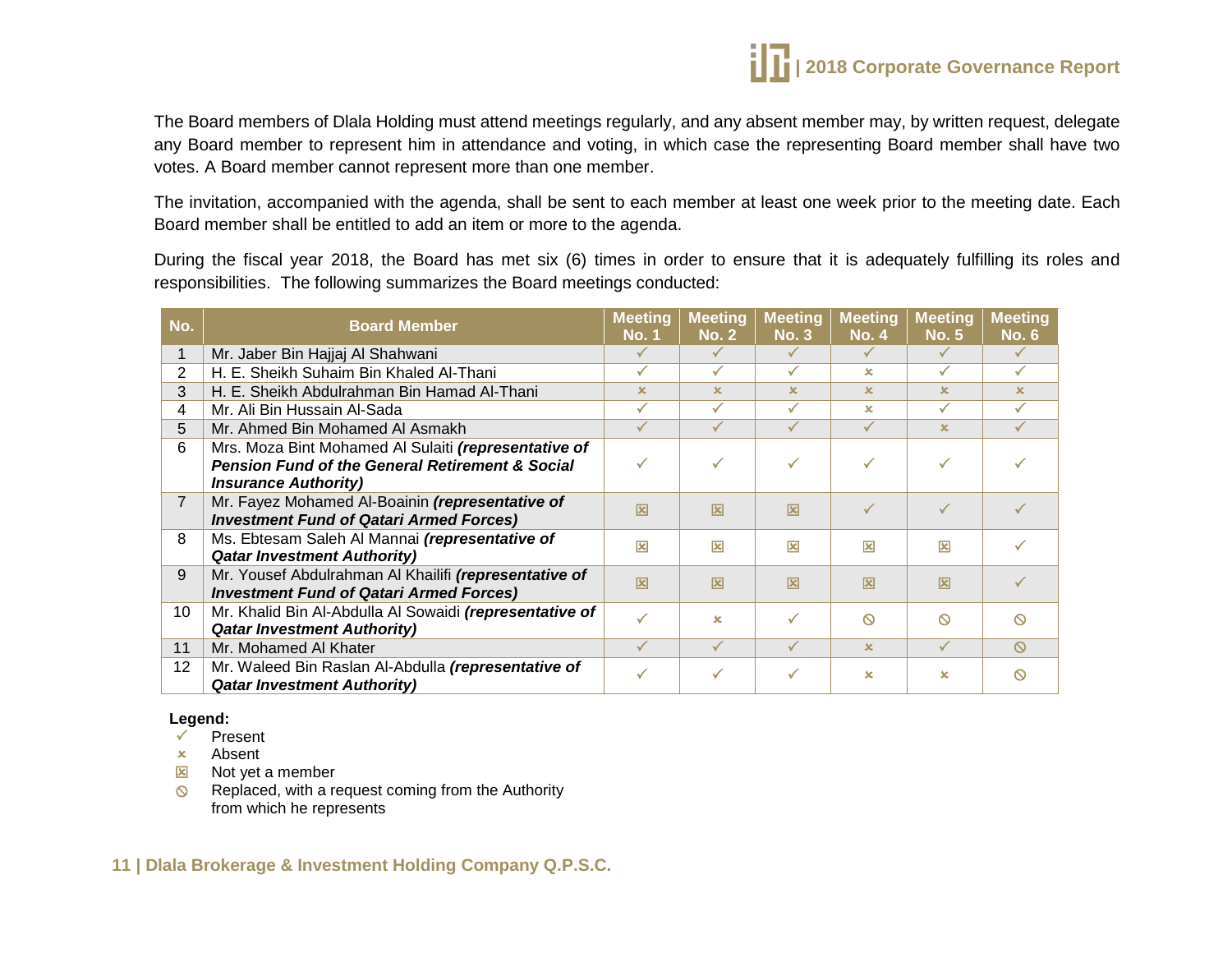The Board members of Dlala Holding must attend meetings regularly, and any absent member may, by written request, delegate any Board member to represent him in attendance and voting, in which case the representing Board member shall have two votes. A Board member cannot represent more than one member.

The invitation, accompanied with the agenda, shall be sent to each member at least one week prior to the meeting date. Each Board member shall be entitled to add an item or more to the agenda.

During the fiscal year 2018, the Board has met six (6) times in order to ensure that it is adequately fulfilling its roles and responsibilities. The following summarizes the Board meetings conducted:

| No. | Board Member | Meeting No. 1 | Meeting No. 2 | Meeting No. 3 | Meeting No. 4 | Meeting No. 5 | Meeting No. 6 |
|---|---|---|---|---|---|---|---|
| 1 | Mr. Jaber Bin Hajjaj Al Shahwani | ✓ | ✓ | ✓ | ✓ | ✓ | ✓ |
| 2 | H. E. Sheikh Suhaim Bin Khaled Al-Thani | ✓ | ✓ | ✓ | × | ✓ | ✓ |
| 3 | H. E. Sheikh Abdulrahman Bin Hamad Al-Thani | × | × | × | × | × | × |
| 4 | Mr. Ali Bin Hussain Al-Sada | ✓ | ✓ | ✓ | × | ✓ | ✓ |
| 5 | Mr. Ahmed Bin Mohamed Al Asmakh | ✓ | ✓ | ✓ | ✓ | × | ✓ |
| 6 | Mrs. Moza Bint Mohamed Al Sulaiti ***(representative of Pension Fund of the General Retirement & Social Insurance Authority)*** | ✓ | ✓ | ✓ | ✓ | ✓ | ✓ |
| 7 | Mr. Fayez Mohamed Al-Boainin ***(representative of Investment Fund of Qatari Armed Forces)*** | ☒ | ☒ | ☒ | ✓ | ✓ | ✓ |
| 8 | Ms. Ebtesam Saleh Al Mannai ***(representative of Qatar Investment Authority)*** | ☒ | ☒ | ☒ | ☒ | ☒ | ✓ |
| 9 | Mr. Yousef Abdulrahman Al Khailifi ***(representative of Investment Fund of Qatari Armed Forces)*** | ☒ | ☒ | ☒ | ☒ | ☒ | ✓ |
| 10 | Mr. Khalid Bin Al-Abdulla Al Sowaidi ***(representative of Qatar Investment Authority)*** | ✓ | × | ✓ | ⃠ | ⃠ | ⃠ |
| 11 | Mr. Mohamed Al Khater | ✓ | ✓ | ✓ | × | ✓ | ⃠ |
| 12 | Mr. Waleed Bin Raslan Al-Abdulla ***(representative of Qatar Investment Authority)*** | ✓ | ✓ | ✓ | × | × | ⃠ |

**Legend:**

- ✓ Present
- × Absent
- ☒ Not yet a member
- ⃠ Replaced, with a request coming from the Authority from which he represents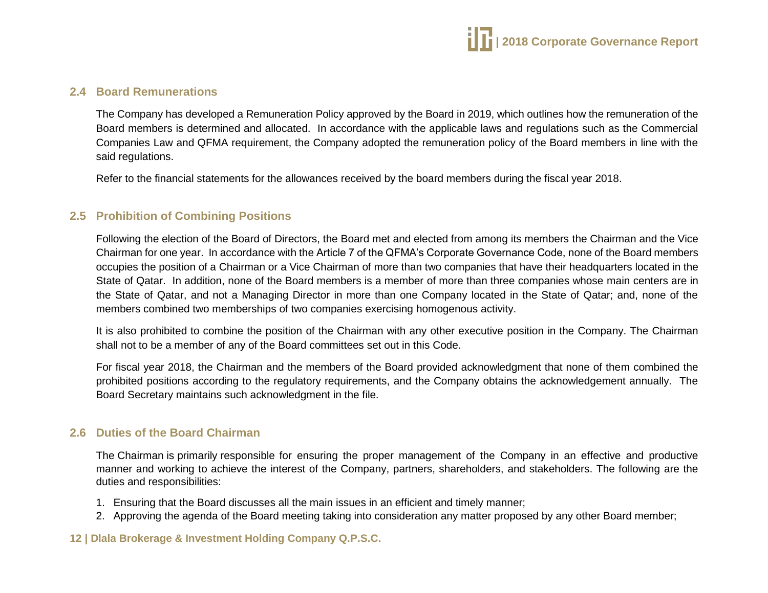## 2.4 Board Remunerations

The Company has developed a Remuneration Policy approved by the Board in 2019, which outlines how the remuneration of the Board members is determined and allocated. In accordance with the applicable laws and regulations such as the Commercial Companies Law and QFMA requirement, the Company adopted the remuneration policy of the Board members in line with the said regulations.

Refer to the financial statements for the allowances received by the board members during the fiscal year 2018.

## 2.5 Prohibition of Combining Positions

Following the election of the Board of Directors, the Board met and elected from among its members the Chairman and the Vice Chairman for one year. In accordance with the Article 7 of the QFMA's Corporate Governance Code, none of the Board members occupies the position of a Chairman or a Vice Chairman of more than two companies that have their headquarters located in the State of Qatar. In addition, none of the Board members is a member of more than three companies whose main centers are in the State of Qatar, and not a Managing Director in more than one Company located in the State of Qatar; and, none of the members combined two memberships of two companies exercising homogenous activity.

It is also prohibited to combine the position of the Chairman with any other executive position in the Company. The Chairman shall not to be a member of any of the Board committees set out in this Code.

For fiscal year 2018, the Chairman and the members of the Board provided acknowledgment that none of them combined the prohibited positions according to the regulatory requirements, and the Company obtains the acknowledgement annually. The Board Secretary maintains such acknowledgment in the file.

## 2.6 Duties of the Board Chairman

The Chairman is primarily responsible for ensuring the proper management of the Company in an effective and productive manner and working to achieve the interest of the Company, partners, shareholders, and stakeholders. The following are the duties and responsibilities:

1. Ensuring that the Board discusses all the main issues in an efficient and timely manner;
2. Approving the agenda of the Board meeting taking into consideration any matter proposed by any other Board member;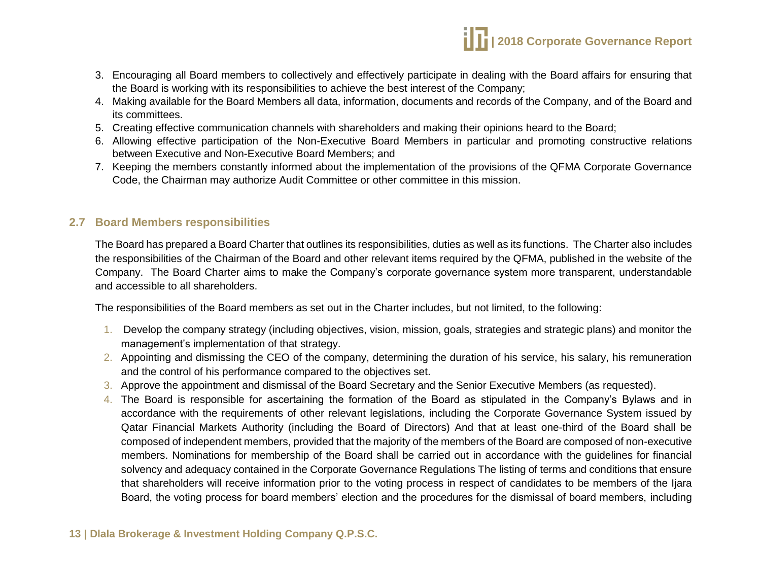3. Encouraging all Board members to collectively and effectively participate in dealing with the Board affairs for ensuring that the Board is working with its responsibilities to achieve the best interest of the Company;
4. Making available for the Board Members all data, information, documents and records of the Company, and of the Board and its committees.
5. Creating effective communication channels with shareholders and making their opinions heard to the Board;
6. Allowing effective participation of the Non-Executive Board Members in particular and promoting constructive relations between Executive and Non-Executive Board Members; and
7. Keeping the members constantly informed about the implementation of the provisions of the QFMA Corporate Governance Code, the Chairman may authorize Audit Committee or other committee in this mission.

## 2.7 Board Members responsibilities

The Board has prepared a Board Charter that outlines its responsibilities, duties as well as its functions. The Charter also includes the responsibilities of the Chairman of the Board and other relevant items required by the QFMA, published in the website of the Company. The Board Charter aims to make the Company's corporate governance system more transparent, understandable and accessible to all shareholders.

The responsibilities of the Board members as set out in the Charter includes, but not limited, to the following:

1. Develop the company strategy (including objectives, vision, mission, goals, strategies and strategic plans) and monitor the management's implementation of that strategy.
2. Appointing and dismissing the CEO of the company, determining the duration of his service, his salary, his remuneration and the control of his performance compared to the objectives set.
3. Approve the appointment and dismissal of the Board Secretary and the Senior Executive Members (as requested).
4. The Board is responsible for ascertaining the formation of the Board as stipulated in the Company's Bylaws and in accordance with the requirements of other relevant legislations, including the Corporate Governance System issued by Qatar Financial Markets Authority (including the Board of Directors) And that at least one-third of the Board shall be composed of independent members, provided that the majority of the members of the Board are composed of non-executive members. Nominations for membership of the Board shall be carried out in accordance with the guidelines for financial solvency and adequacy contained in the Corporate Governance Regulations The listing of terms and conditions that ensure that shareholders will receive information prior to the voting process in respect of candidates to be members of the Ijara Board, the voting process for board members' election and the procedures for the dismissal of board members, including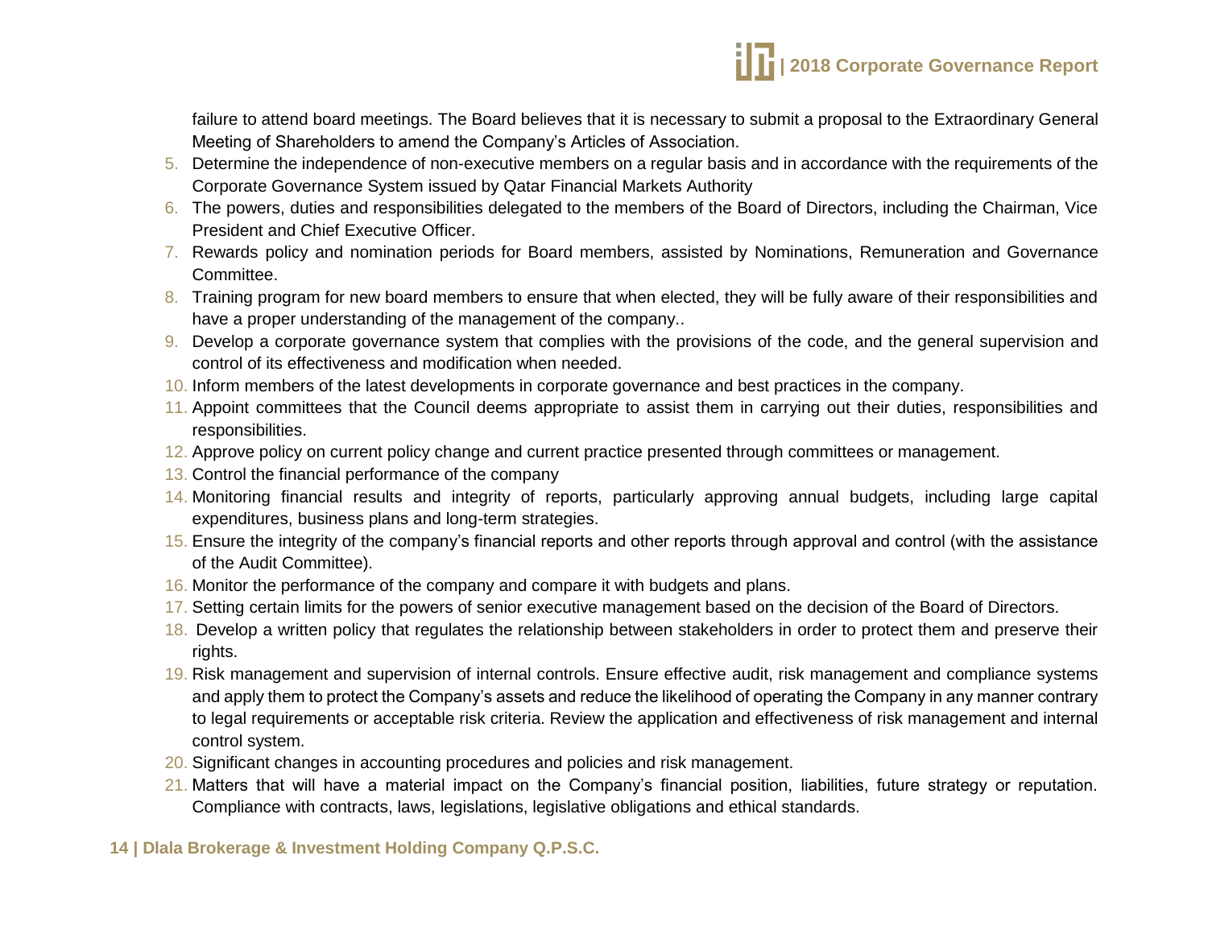failure to attend board meetings. The Board believes that it is necessary to submit a proposal to the Extraordinary General Meeting of Shareholders to amend the Company's Articles of Association.

5. Determine the independence of non-executive members on a regular basis and in accordance with the requirements of the Corporate Governance System issued by Qatar Financial Markets Authority
6. The powers, duties and responsibilities delegated to the members of the Board of Directors, including the Chairman, Vice President and Chief Executive Officer.
7. Rewards policy and nomination periods for Board members, assisted by Nominations, Remuneration and Governance Committee.
8. Training program for new board members to ensure that when elected, they will be fully aware of their responsibilities and have a proper understanding of the management of the company..
9. Develop a corporate governance system that complies with the provisions of the code, and the general supervision and control of its effectiveness and modification when needed.
10. Inform members of the latest developments in corporate governance and best practices in the company.
11. Appoint committees that the Council deems appropriate to assist them in carrying out their duties, responsibilities and responsibilities.
12. Approve policy on current policy change and current practice presented through committees or management.
13. Control the financial performance of the company
14. Monitoring financial results and integrity of reports, particularly approving annual budgets, including large capital expenditures, business plans and long-term strategies.
15. Ensure the integrity of the company's financial reports and other reports through approval and control (with the assistance of the Audit Committee).
16. Monitor the performance of the company and compare it with budgets and plans.
17. Setting certain limits for the powers of senior executive management based on the decision of the Board of Directors.
18. Develop a written policy that regulates the relationship between stakeholders in order to protect them and preserve their rights.
19. Risk management and supervision of internal controls. Ensure effective audit, risk management and compliance systems and apply them to protect the Company's assets and reduce the likelihood of operating the Company in any manner contrary to legal requirements or acceptable risk criteria. Review the application and effectiveness of risk management and internal control system.
20. Significant changes in accounting procedures and policies and risk management.
21. Matters that will have a material impact on the Company's financial position, liabilities, future strategy or reputation. Compliance with contracts, laws, legislations, legislative obligations and ethical standards.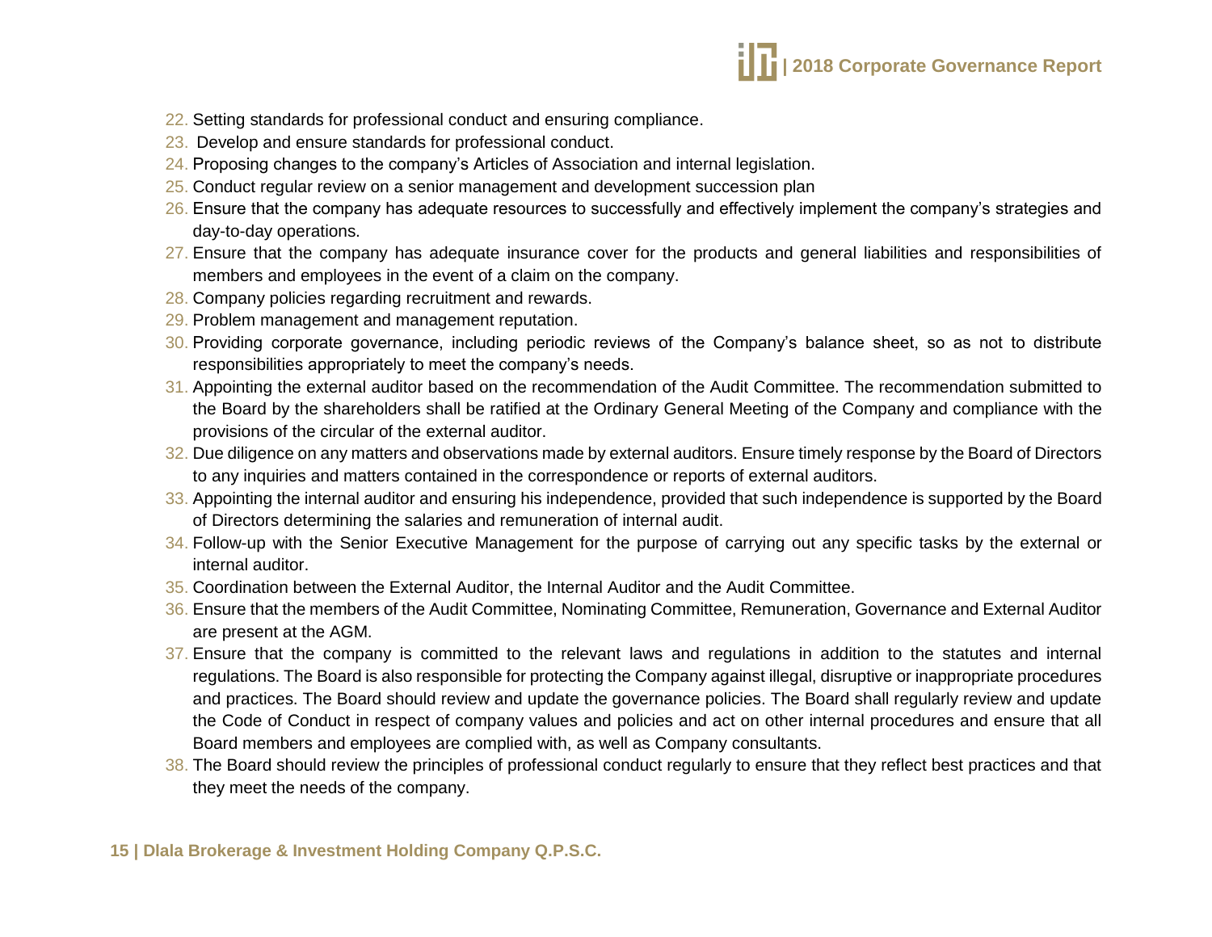22. Setting standards for professional conduct and ensuring compliance.
23. Develop and ensure standards for professional conduct.
24. Proposing changes to the company's Articles of Association and internal legislation.
25. Conduct regular review on a senior management and development succession plan
26. Ensure that the company has adequate resources to successfully and effectively implement the company's strategies and day-to-day operations.
27. Ensure that the company has adequate insurance cover for the products and general liabilities and responsibilities of members and employees in the event of a claim on the company.
28. Company policies regarding recruitment and rewards.
29. Problem management and management reputation.
30. Providing corporate governance, including periodic reviews of the Company's balance sheet, so as not to distribute responsibilities appropriately to meet the company's needs.
31. Appointing the external auditor based on the recommendation of the Audit Committee. The recommendation submitted to the Board by the shareholders shall be ratified at the Ordinary General Meeting of the Company and compliance with the provisions of the circular of the external auditor.
32. Due diligence on any matters and observations made by external auditors. Ensure timely response by the Board of Directors to any inquiries and matters contained in the correspondence or reports of external auditors.
33. Appointing the internal auditor and ensuring his independence, provided that such independence is supported by the Board of Directors determining the salaries and remuneration of internal audit.
34. Follow-up with the Senior Executive Management for the purpose of carrying out any specific tasks by the external or internal auditor.
35. Coordination between the External Auditor, the Internal Auditor and the Audit Committee.
36. Ensure that the members of the Audit Committee, Nominating Committee, Remuneration, Governance and External Auditor are present at the AGM.
37. Ensure that the company is committed to the relevant laws and regulations in addition to the statutes and internal regulations. The Board is also responsible for protecting the Company against illegal, disruptive or inappropriate procedures and practices. The Board should review and update the governance policies. The Board shall regularly review and update the Code of Conduct in respect of company values and policies and act on other internal procedures and ensure that all Board members and employees are complied with, as well as Company consultants.
38. The Board should review the principles of professional conduct regularly to ensure that they reflect best practices and that they meet the needs of the company.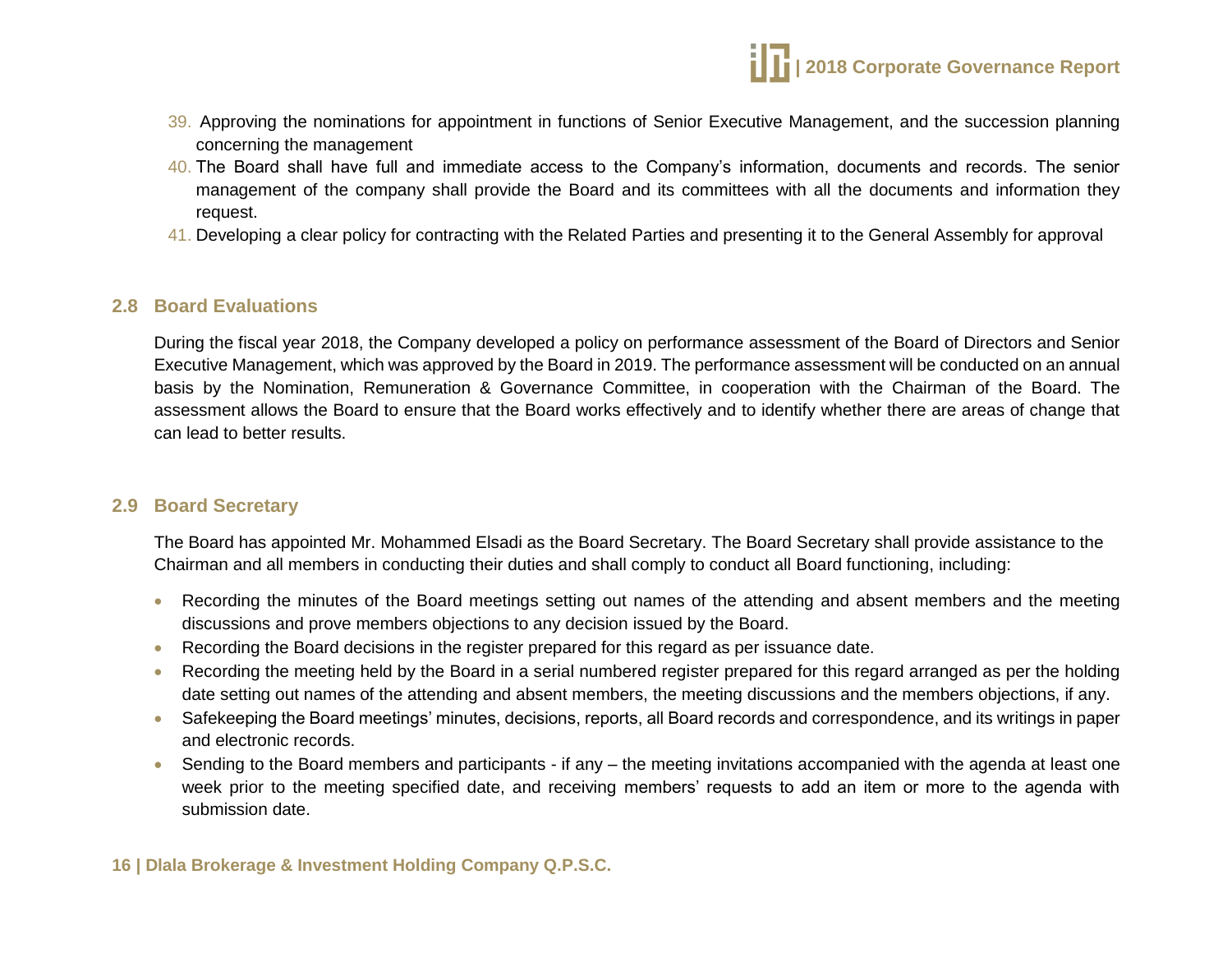39. Approving the nominations for appointment in functions of Senior Executive Management, and the succession planning concerning the management
40. The Board shall have full and immediate access to the Company's information, documents and records. The senior management of the company shall provide the Board and its committees with all the documents and information they request.
41. Developing a clear policy for contracting with the Related Parties and presenting it to the General Assembly for approval

## 2.8 Board Evaluations

During the fiscal year 2018, the Company developed a policy on performance assessment of the Board of Directors and Senior Executive Management, which was approved by the Board in 2019. The performance assessment will be conducted on an annual basis by the Nomination, Remuneration & Governance Committee, in cooperation with the Chairman of the Board. The assessment allows the Board to ensure that the Board works effectively and to identify whether there are areas of change that can lead to better results.

## 2.9 Board Secretary

The Board has appointed Mr. Mohammed Elsadi as the Board Secretary. The Board Secretary shall provide assistance to the Chairman and all members in conducting their duties and shall comply to conduct all Board functioning, including:

- Recording the minutes of the Board meetings setting out names of the attending and absent members and the meeting discussions and prove members objections to any decision issued by the Board.
- Recording the Board decisions in the register prepared for this regard as per issuance date.
- Recording the meeting held by the Board in a serial numbered register prepared for this regard arranged as per the holding date setting out names of the attending and absent members, the meeting discussions and the members objections, if any.
- Safekeeping the Board meetings' minutes, decisions, reports, all Board records and correspondence, and its writings in paper and electronic records.
- Sending to the Board members and participants - if any – the meeting invitations accompanied with the agenda at least one week prior to the meeting specified date, and receiving members' requests to add an item or more to the agenda with submission date.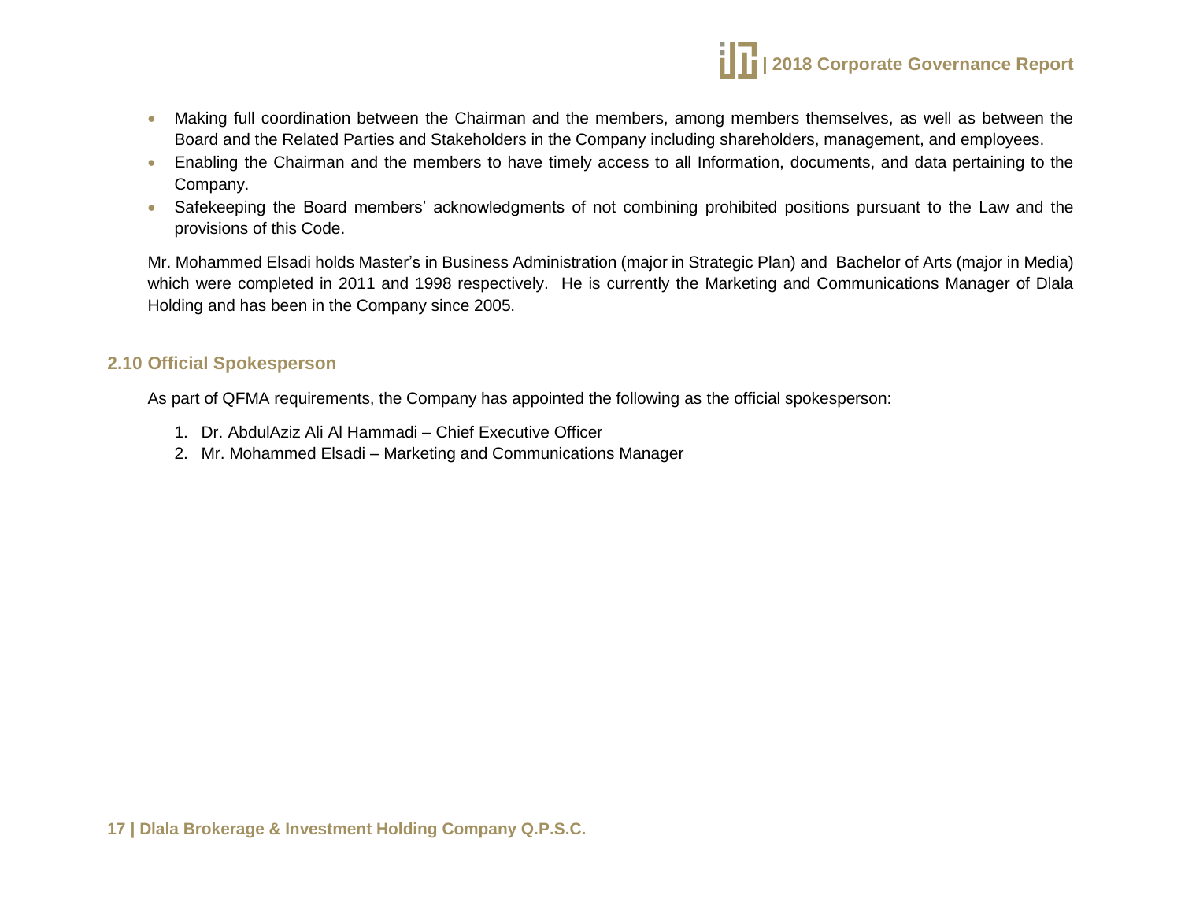- Making full coordination between the Chairman and the members, among members themselves, as well as between the Board and the Related Parties and Stakeholders in the Company including shareholders, management, and employees.
- Enabling the Chairman and the members to have timely access to all Information, documents, and data pertaining to the Company.
- Safekeeping the Board members' acknowledgments of not combining prohibited positions pursuant to the Law and the provisions of this Code.

Mr. Mohammed Elsadi holds Master's in Business Administration (major in Strategic Plan) and Bachelor of Arts (major in Media) which were completed in 2011 and 1998 respectively. He is currently the Marketing and Communications Manager of Dlala Holding and has been in the Company since 2005.

## 2.10 Official Spokesperson

As part of QFMA requirements, the Company has appointed the following as the official spokesperson:

1. Dr. AbdulAziz Ali Al Hammadi – Chief Executive Officer
2. Mr. Mohammed Elsadi – Marketing and Communications Manager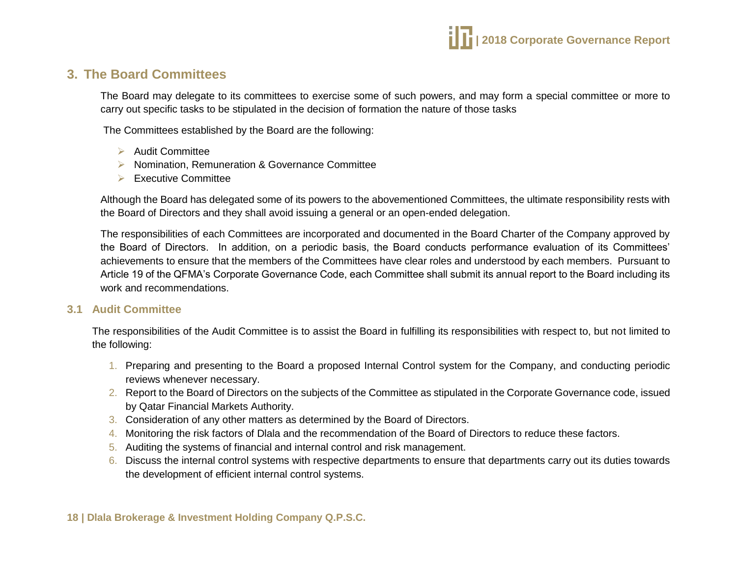## 3. The Board Committees

The Board may delegate to its committees to exercise some of such powers, and may form a special committee or more to carry out specific tasks to be stipulated in the decision of formation the nature of those tasks

The Committees established by the Board are the following:

- Audit Committee
- Nomination, Remuneration & Governance Committee
- Executive Committee

Although the Board has delegated some of its powers to the abovementioned Committees, the ultimate responsibility rests with the Board of Directors and they shall avoid issuing a general or an open-ended delegation.

The responsibilities of each Committees are incorporated and documented in the Board Charter of the Company approved by the Board of Directors. In addition, on a periodic basis, the Board conducts performance evaluation of its Committees' achievements to ensure that the members of the Committees have clear roles and understood by each members. Pursuant to Article 19 of the QFMA's Corporate Governance Code, each Committee shall submit its annual report to the Board including its work and recommendations.

### 3.1 Audit Committee

The responsibilities of the Audit Committee is to assist the Board in fulfilling its responsibilities with respect to, but not limited to the following:

1. Preparing and presenting to the Board a proposed Internal Control system for the Company, and conducting periodic reviews whenever necessary.
2. Report to the Board of Directors on the subjects of the Committee as stipulated in the Corporate Governance code, issued by Qatar Financial Markets Authority.
3. Consideration of any other matters as determined by the Board of Directors.
4. Monitoring the risk factors of Dlala and the recommendation of the Board of Directors to reduce these factors.
5. Auditing the systems of financial and internal control and risk management.
6. Discuss the internal control systems with respective departments to ensure that departments carry out its duties towards the development of efficient internal control systems.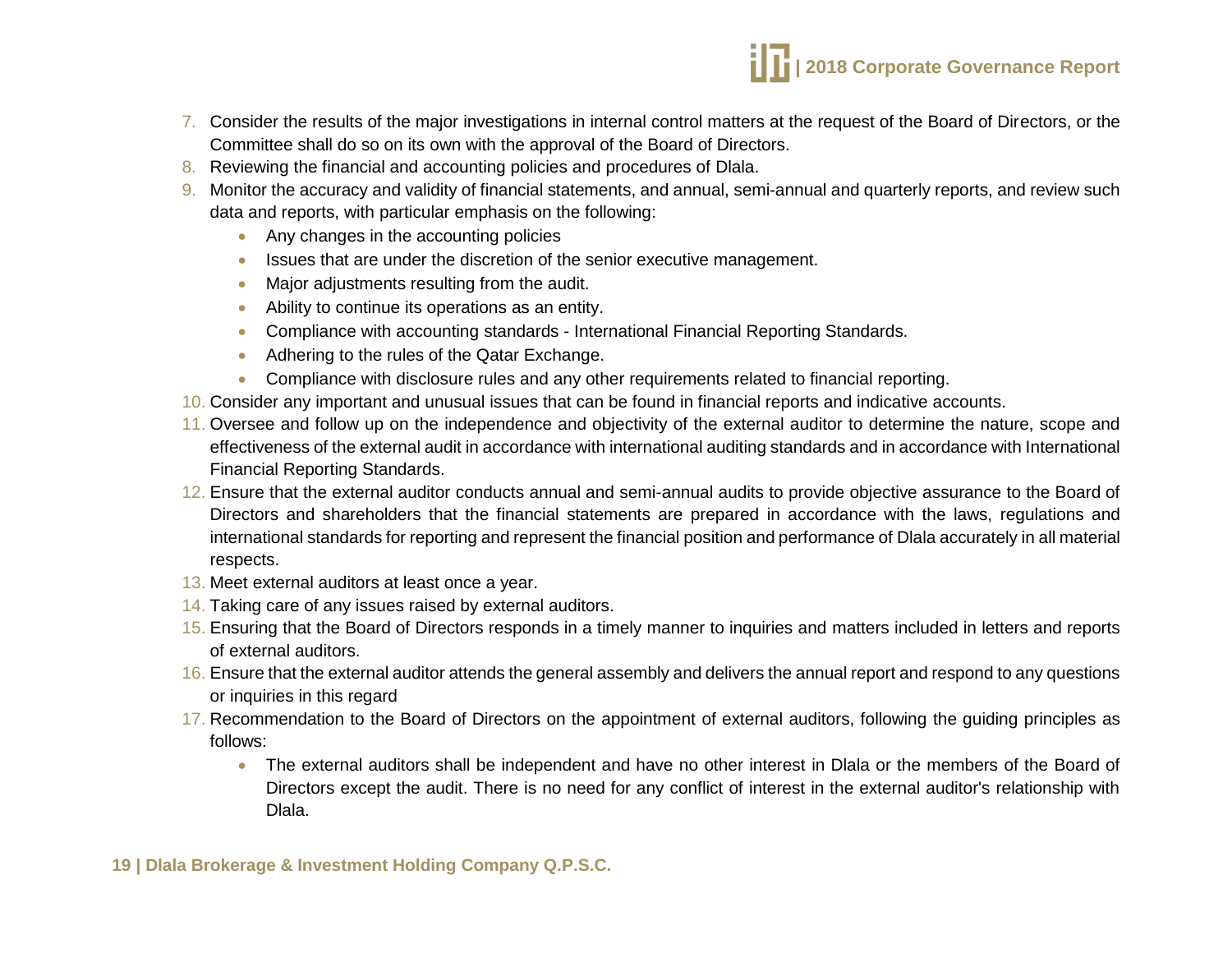7. Consider the results of the major investigations in internal control matters at the request of the Board of Directors, or the Committee shall do so on its own with the approval of the Board of Directors.
8. Reviewing the financial and accounting policies and procedures of Dlala.
9. Monitor the accuracy and validity of financial statements, and annual, semi-annual and quarterly reports, and review such data and reports, with particular emphasis on the following:
    - Any changes in the accounting policies
    - Issues that are under the discretion of the senior executive management.
    - Major adjustments resulting from the audit.
    - Ability to continue its operations as an entity.
    - Compliance with accounting standards - International Financial Reporting Standards.
    - Adhering to the rules of the Qatar Exchange.
    - Compliance with disclosure rules and any other requirements related to financial reporting.
10. Consider any important and unusual issues that can be found in financial reports and indicative accounts.
11. Oversee and follow up on the independence and objectivity of the external auditor to determine the nature, scope and effectiveness of the external audit in accordance with international auditing standards and in accordance with International Financial Reporting Standards.
12. Ensure that the external auditor conducts annual and semi-annual audits to provide objective assurance to the Board of Directors and shareholders that the financial statements are prepared in accordance with the laws, regulations and international standards for reporting and represent the financial position and performance of Dlala accurately in all material respects.
13. Meet external auditors at least once a year.
14. Taking care of any issues raised by external auditors.
15. Ensuring that the Board of Directors responds in a timely manner to inquiries and matters included in letters and reports of external auditors.
16. Ensure that the external auditor attends the general assembly and delivers the annual report and respond to any questions or inquiries in this regard
17. Recommendation to the Board of Directors on the appointment of external auditors, following the guiding principles as follows:
    - The external auditors shall be independent and have no other interest in Dlala or the members of the Board of Directors except the audit. There is no need for any conflict of interest in the external auditor's relationship with Dlala.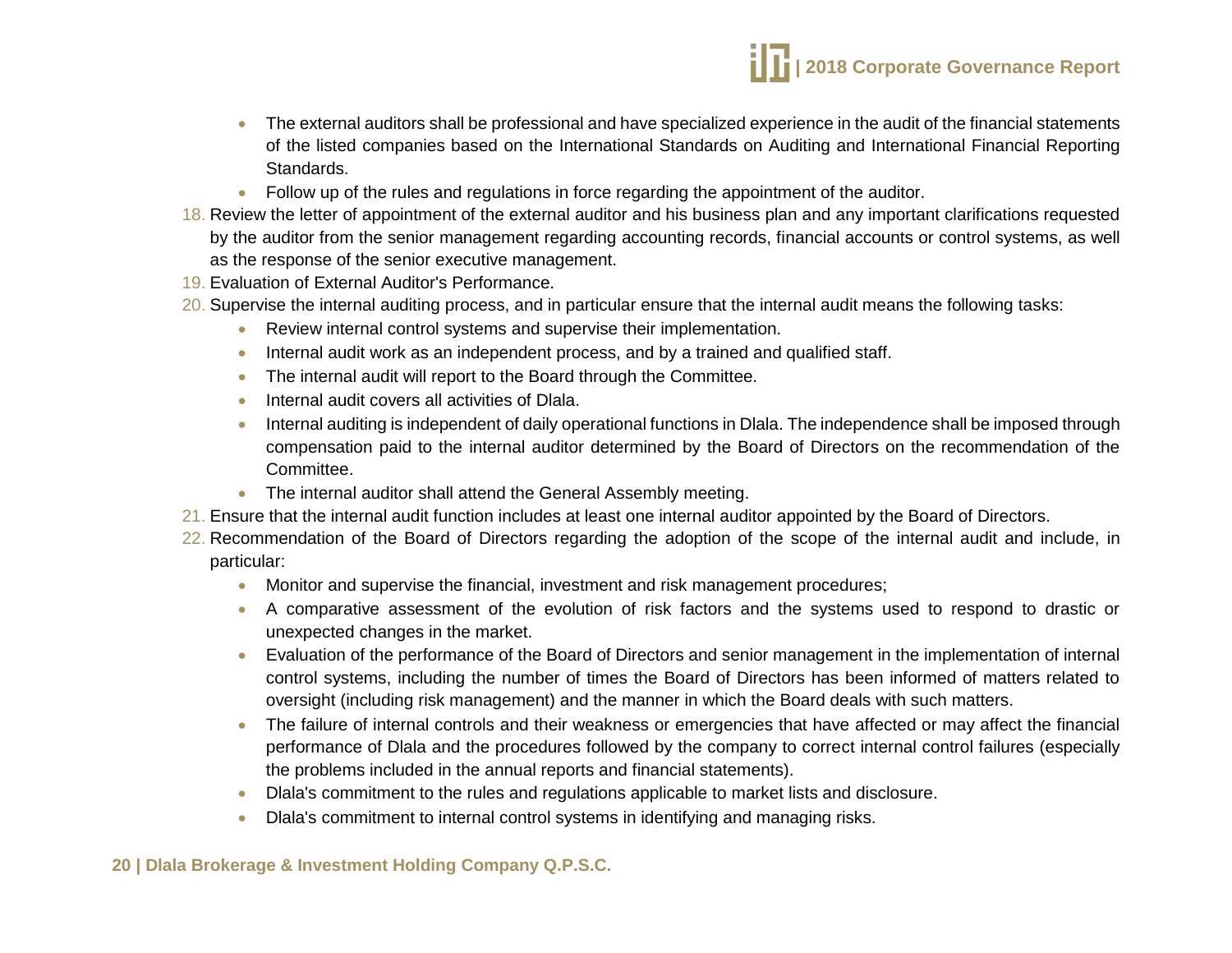- The external auditors shall be professional and have specialized experience in the audit of the financial statements of the listed companies based on the International Standards on Auditing and International Financial Reporting Standards.
- Follow up of the rules and regulations in force regarding the appointment of the auditor.

18. Review the letter of appointment of the external auditor and his business plan and any important clarifications requested by the auditor from the senior management regarding accounting records, financial accounts or control systems, as well as the response of the senior executive management.
19. Evaluation of External Auditor's Performance.
20. Supervise the internal auditing process, and in particular ensure that the internal audit means the following tasks:
    - Review internal control systems and supervise their implementation.
    - Internal audit work as an independent process, and by a trained and qualified staff.
    - The internal audit will report to the Board through the Committee.
    - Internal audit covers all activities of Dlala.
    - Internal auditing is independent of daily operational functions in Dlala. The independence shall be imposed through compensation paid to the internal auditor determined by the Board of Directors on the recommendation of the Committee.
    - The internal auditor shall attend the General Assembly meeting.
21. Ensure that the internal audit function includes at least one internal auditor appointed by the Board of Directors.
22. Recommendation of the Board of Directors regarding the adoption of the scope of the internal audit and include, in particular:
    - Monitor and supervise the financial, investment and risk management procedures;
    - A comparative assessment of the evolution of risk factors and the systems used to respond to drastic or unexpected changes in the market.
    - Evaluation of the performance of the Board of Directors and senior management in the implementation of internal control systems, including the number of times the Board of Directors has been informed of matters related to oversight (including risk management) and the manner in which the Board deals with such matters.
    - The failure of internal controls and their weakness or emergencies that have affected or may affect the financial performance of Dlala and the procedures followed by the company to correct internal control failures (especially the problems included in the annual reports and financial statements).
    - Dlala's commitment to the rules and regulations applicable to market lists and disclosure.
    - Dlala's commitment to internal control systems in identifying and managing risks.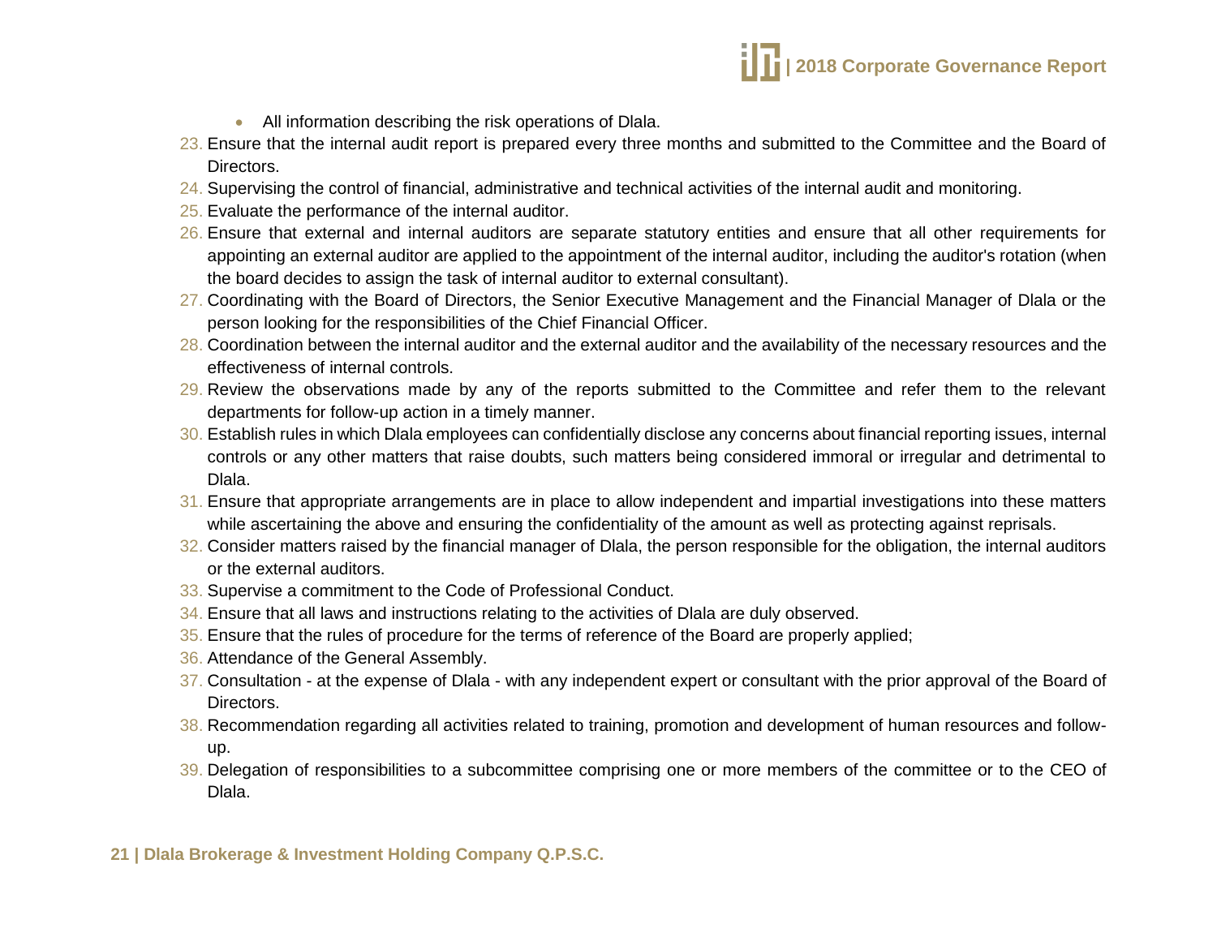- All information describing the risk operations of Dlala.

23. Ensure that the internal audit report is prepared every three months and submitted to the Committee and the Board of Directors.
24. Supervising the control of financial, administrative and technical activities of the internal audit and monitoring.
25. Evaluate the performance of the internal auditor.
26. Ensure that external and internal auditors are separate statutory entities and ensure that all other requirements for appointing an external auditor are applied to the appointment of the internal auditor, including the auditor's rotation (when the board decides to assign the task of internal auditor to external consultant).
27. Coordinating with the Board of Directors, the Senior Executive Management and the Financial Manager of Dlala or the person looking for the responsibilities of the Chief Financial Officer.
28. Coordination between the internal auditor and the external auditor and the availability of the necessary resources and the effectiveness of internal controls.
29. Review the observations made by any of the reports submitted to the Committee and refer them to the relevant departments for follow-up action in a timely manner.
30. Establish rules in which Dlala employees can confidentially disclose any concerns about financial reporting issues, internal controls or any other matters that raise doubts, such matters being considered immoral or irregular and detrimental to Dlala.
31. Ensure that appropriate arrangements are in place to allow independent and impartial investigations into these matters while ascertaining the above and ensuring the confidentiality of the amount as well as protecting against reprisals.
32. Consider matters raised by the financial manager of Dlala, the person responsible for the obligation, the internal auditors or the external auditors.
33. Supervise a commitment to the Code of Professional Conduct.
34. Ensure that all laws and instructions relating to the activities of Dlala are duly observed.
35. Ensure that the rules of procedure for the terms of reference of the Board are properly applied;
36. Attendance of the General Assembly.
37. Consultation - at the expense of Dlala - with any independent expert or consultant with the prior approval of the Board of Directors.
38. Recommendation regarding all activities related to training, promotion and development of human resources and follow-up.
39. Delegation of responsibilities to a subcommittee comprising one or more members of the committee or to the CEO of Dlala.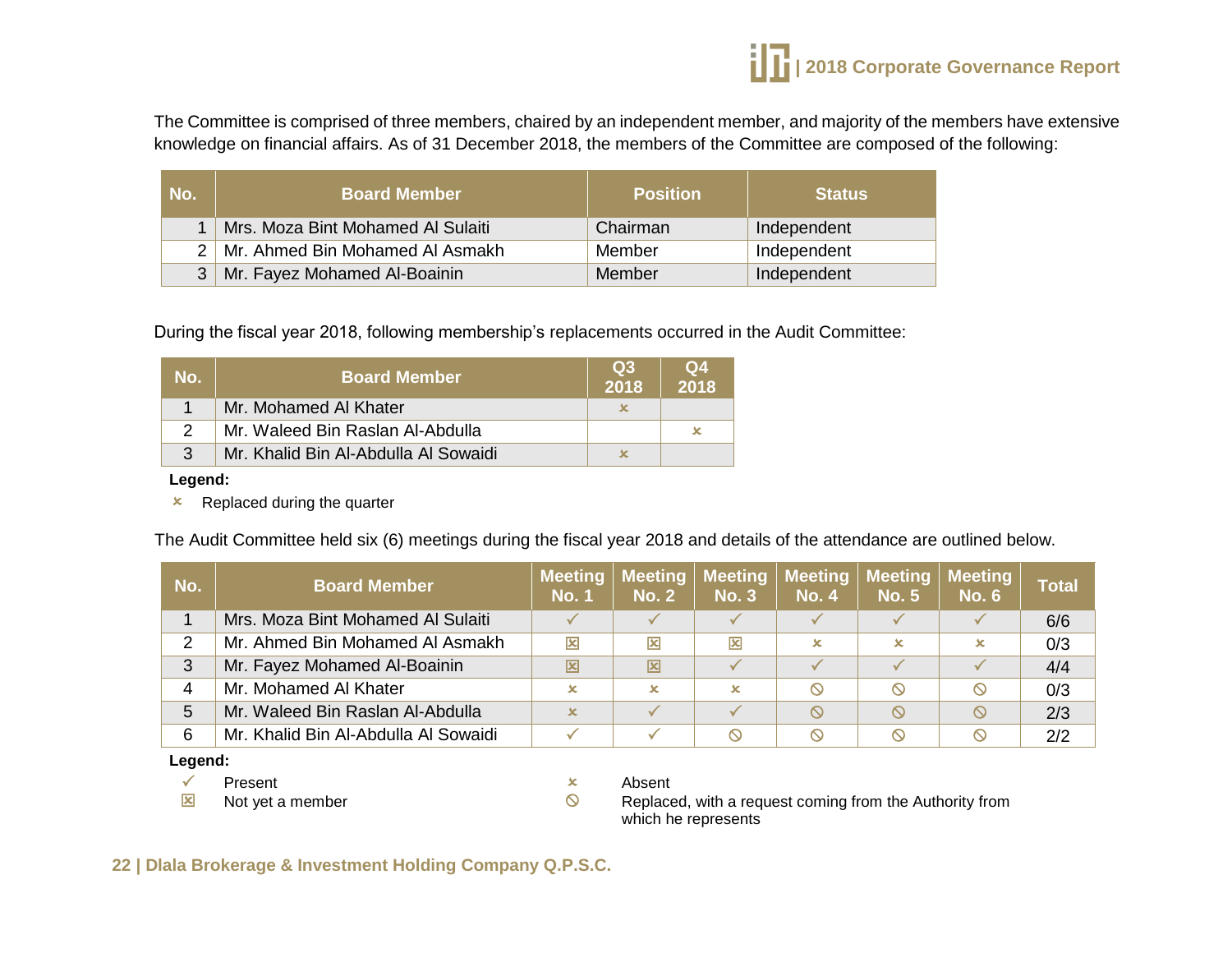The Committee is comprised of three members, chaired by an independent member, and majority of the members have extensive knowledge on financial affairs. As of 31 December 2018, the members of the Committee are composed of the following:

| No. | Board Member | Position | Status |
|---|---|---|---|
| 1 | Mrs. Moza Bint Mohamed Al Sulaiti | Chairman | Independent |
| 2 | Mr. Ahmed Bin Mohamed Al Asmakh | Member | Independent |
| 3 | Mr. Fayez Mohamed Al-Boainin | Member | Independent |

During the fiscal year 2018, following membership's replacements occurred in the Audit Committee:

| No. | Board Member | Q3 2018 | Q4 2018 |
|---|---|---|---|
| 1 | Mr. Mohamed Al Khater | × | |
| 2 | Mr. Waleed Bin Raslan Al-Abdulla | | × |
| 3 | Mr. Khalid Bin Al-Abdulla Al Sowaidi | × | |

**Legend:**

× Replaced during the quarter

The Audit Committee held six (6) meetings during the fiscal year 2018 and details of the attendance are outlined below.

| No. | Board Member | Meeting No. 1 | Meeting No. 2 | Meeting No. 3 | Meeting No. 4 | Meeting No. 5 | Meeting No. 6 | Total |
|---|---|---|---|---|---|---|---|---|
| 1 | Mrs. Moza Bint Mohamed Al Sulaiti | ✓ | ✓ | ✓ | ✓ | ✓ | ✓ | 6/6 |
| 2 | Mr. Ahmed Bin Mohamed Al Asmakh | ☒ | ☒ | ☒ | × | × | × | 0/3 |
| 3 | Mr. Fayez Mohamed Al-Boainin | ☒ | ☒ | ✓ | ✓ | ✓ | ✓ | 4/4 |
| 4 | Mr. Mohamed Al Khater | × | × | × | ⃠ | ⃠ | ⃠ | 0/3 |
| 5 | Mr. Waleed Bin Raslan Al-Abdulla | × | ✓ | ✓ | ⃠ | ⃠ | ⃠ | 2/3 |
| 6 | Mr. Khalid Bin Al-Abdulla Al Sowaidi | ✓ | ✓ | ⃠ | ⃠ | ⃠ | ⃠ | 2/2 |

**Legend:**

✓ Present

☒ Not yet a member

× Absent

⃠ Replaced, with a request coming from the Authority from which he represents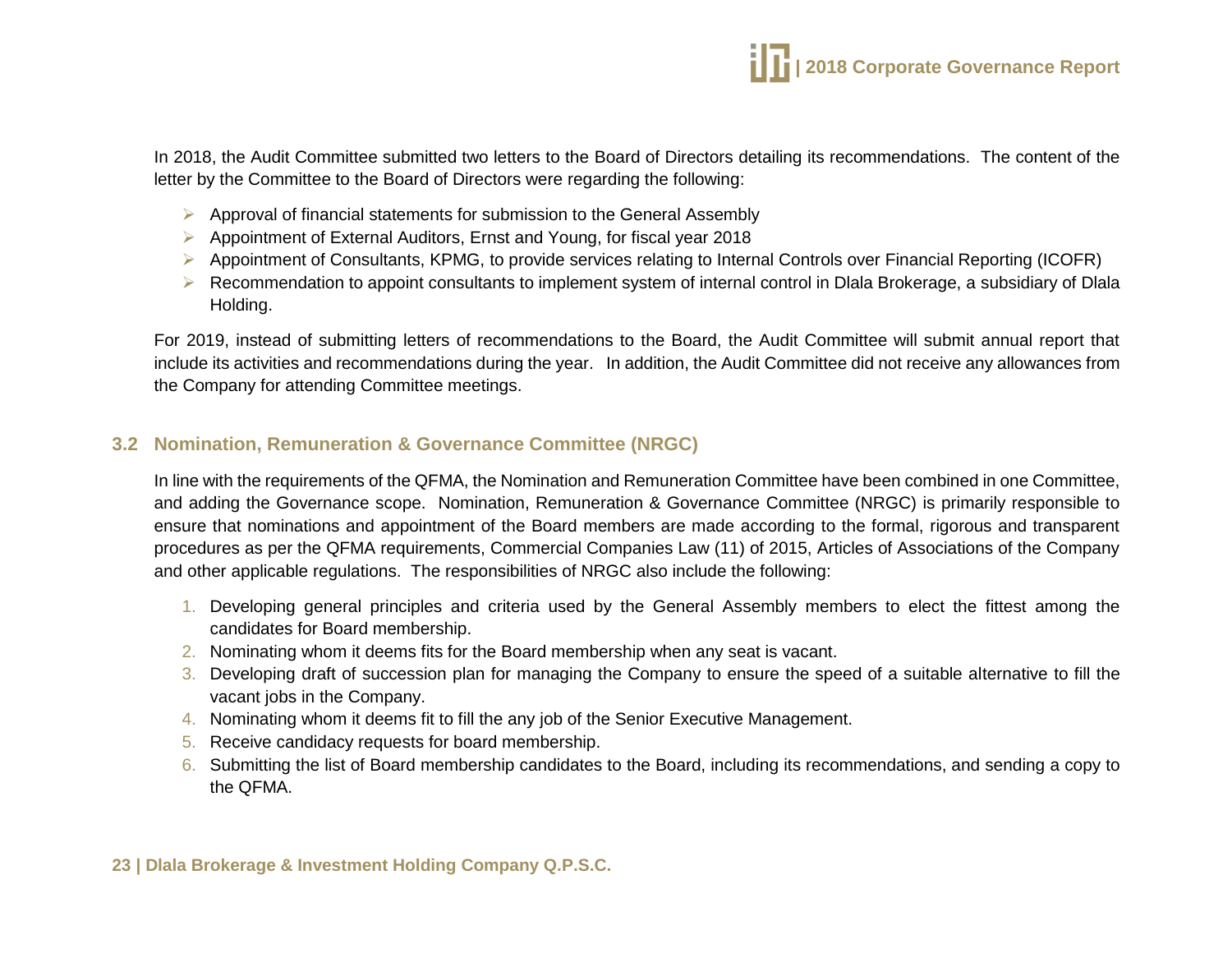In 2018, the Audit Committee submitted two letters to the Board of Directors detailing its recommendations. The content of the letter by the Committee to the Board of Directors were regarding the following:

- Approval of financial statements for submission to the General Assembly
- Appointment of External Auditors, Ernst and Young, for fiscal year 2018
- Appointment of Consultants, KPMG, to provide services relating to Internal Controls over Financial Reporting (ICOFR)
- Recommendation to appoint consultants to implement system of internal control in Dlala Brokerage, a subsidiary of Dlala Holding.

For 2019, instead of submitting letters of recommendations to the Board, the Audit Committee will submit annual report that include its activities and recommendations during the year. In addition, the Audit Committee did not receive any allowances from the Company for attending Committee meetings.

## 3.2 Nomination, Remuneration & Governance Committee (NRGC)

In line with the requirements of the QFMA, the Nomination and Remuneration Committee have been combined in one Committee, and adding the Governance scope. Nomination, Remuneration & Governance Committee (NRGC) is primarily responsible to ensure that nominations and appointment of the Board members are made according to the formal, rigorous and transparent procedures as per the QFMA requirements, Commercial Companies Law (11) of 2015, Articles of Associations of the Company and other applicable regulations. The responsibilities of NRGC also include the following:

1. Developing general principles and criteria used by the General Assembly members to elect the fittest among the candidates for Board membership.
2. Nominating whom it deems fits for the Board membership when any seat is vacant.
3. Developing draft of succession plan for managing the Company to ensure the speed of a suitable alternative to fill the vacant jobs in the Company.
4. Nominating whom it deems fit to fill the any job of the Senior Executive Management.
5. Receive candidacy requests for board membership.
6. Submitting the list of Board membership candidates to the Board, including its recommendations, and sending a copy to the QFMA.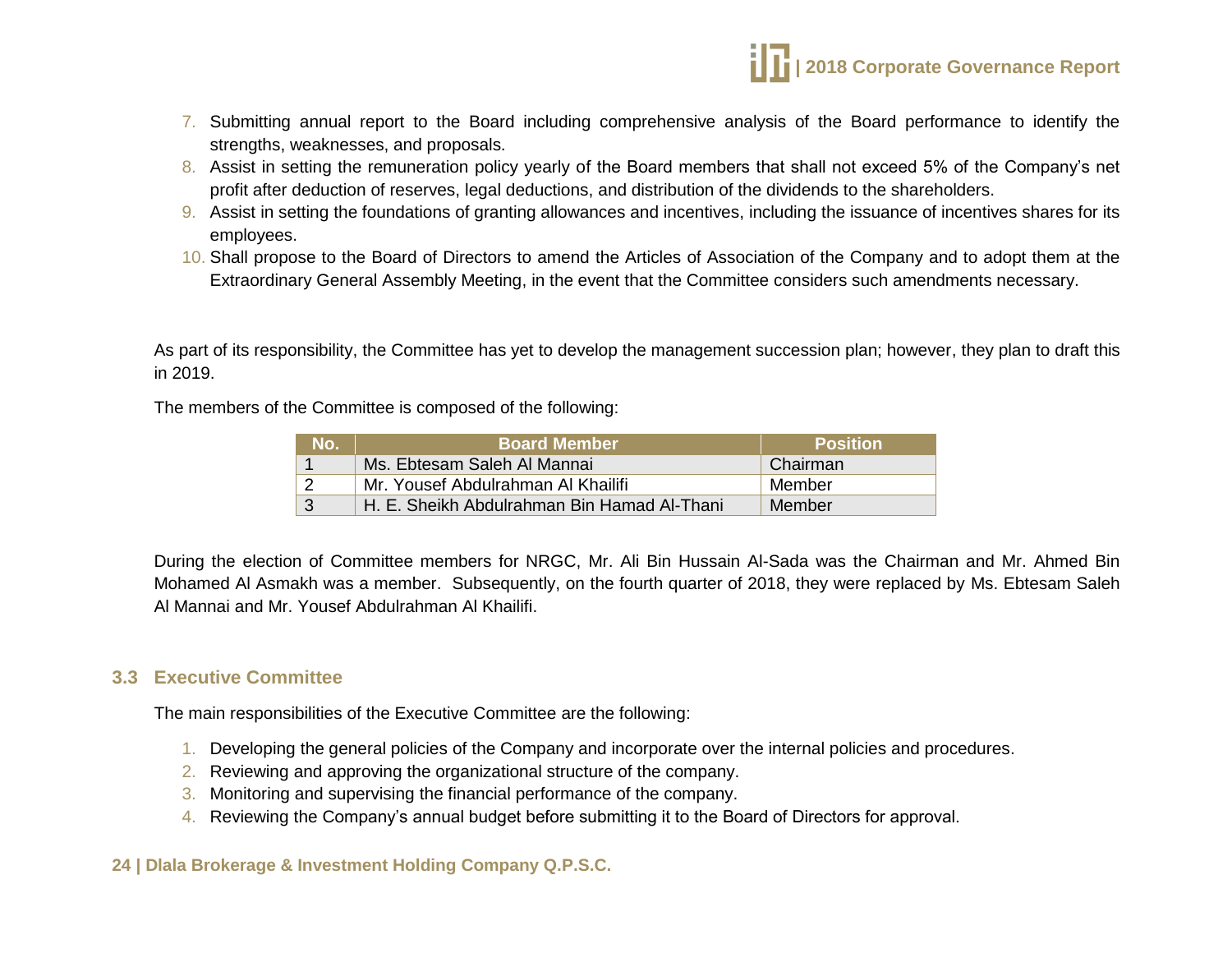7. Submitting annual report to the Board including comprehensive analysis of the Board performance to identify the strengths, weaknesses, and proposals.
8. Assist in setting the remuneration policy yearly of the Board members that shall not exceed 5% of the Company's net profit after deduction of reserves, legal deductions, and distribution of the dividends to the shareholders.
9. Assist in setting the foundations of granting allowances and incentives, including the issuance of incentives shares for its employees.
10. Shall propose to the Board of Directors to amend the Articles of Association of the Company and to adopt them at the Extraordinary General Assembly Meeting, in the event that the Committee considers such amendments necessary.

As part of its responsibility, the Committee has yet to develop the management succession plan; however, they plan to draft this in 2019.

The members of the Committee is composed of the following:

| No. | Board Member | Position |
|---|---|---|
| 1 | Ms. Ebtesam Saleh Al Mannai | Chairman |
| 2 | Mr. Yousef Abdulrahman Al Khailifi | Member |
| 3 | H. E. Sheikh Abdulrahman Bin Hamad Al-Thani | Member |

During the election of Committee members for NRGC, Mr. Ali Bin Hussain Al-Sada was the Chairman and Mr. Ahmed Bin Mohamed Al Asmakh was a member. Subsequently, on the fourth quarter of 2018, they were replaced by Ms. Ebtesam Saleh Al Mannai and Mr. Yousef Abdulrahman Al Khailifi.

### 3.3 Executive Committee

The main responsibilities of the Executive Committee are the following:

1. Developing the general policies of the Company and incorporate over the internal policies and procedures.
2. Reviewing and approving the organizational structure of the company.
3. Monitoring and supervising the financial performance of the company.
4. Reviewing the Company's annual budget before submitting it to the Board of Directors for approval.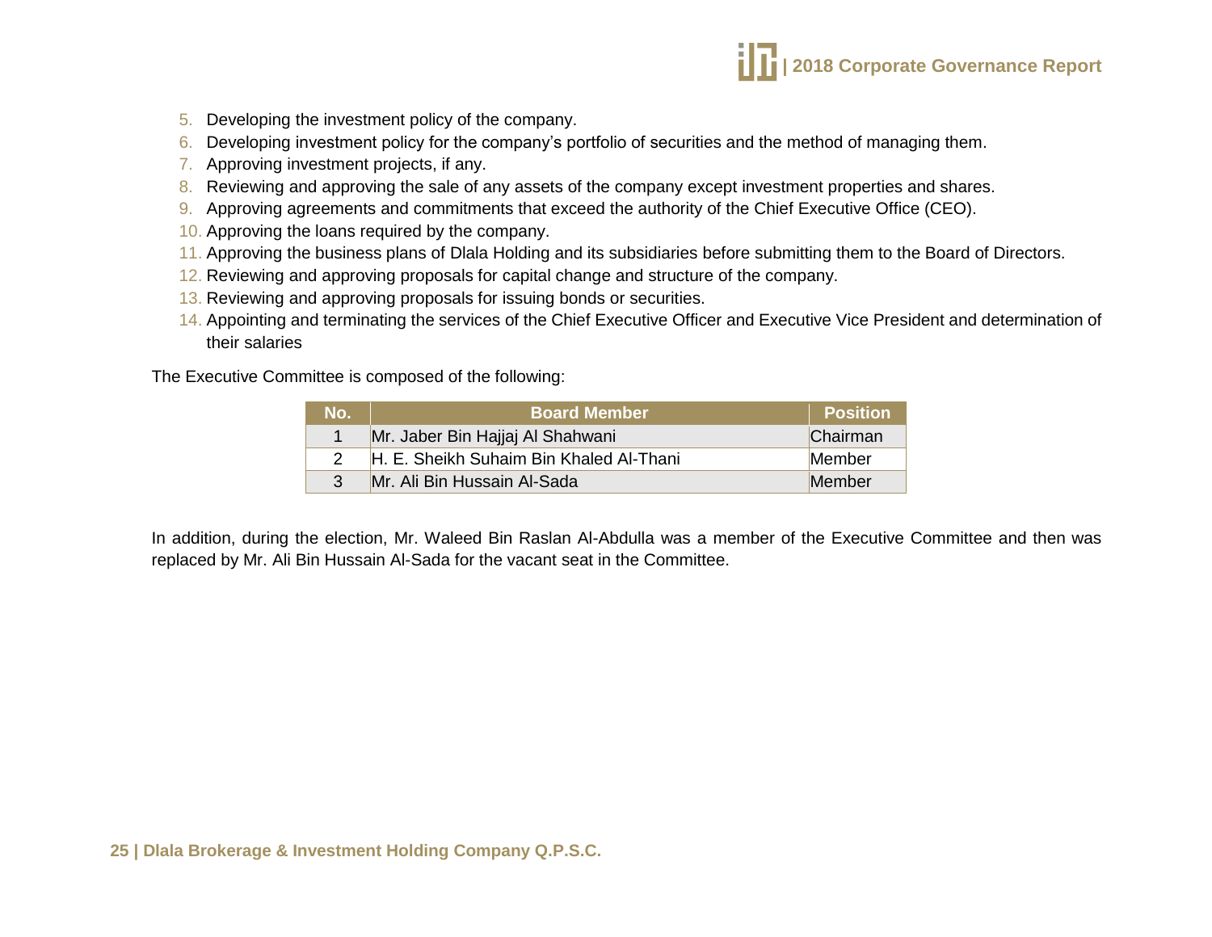5. Developing the investment policy of the company.
6. Developing investment policy for the company's portfolio of securities and the method of managing them.
7. Approving investment projects, if any.
8. Reviewing and approving the sale of any assets of the company except investment properties and shares.
9. Approving agreements and commitments that exceed the authority of the Chief Executive Office (CEO).
10. Approving the loans required by the company.
11. Approving the business plans of Dlala Holding and its subsidiaries before submitting them to the Board of Directors.
12. Reviewing and approving proposals for capital change and structure of the company.
13. Reviewing and approving proposals for issuing bonds or securities.
14. Appointing and terminating the services of the Chief Executive Officer and Executive Vice President and determination of their salaries

The Executive Committee is composed of the following:

| No. | Board Member | Position |
|---|---|---|
| 1 | Mr. Jaber Bin Hajjaj Al Shahwani | Chairman |
| 2 | H. E. Sheikh Suhaim Bin Khaled Al-Thani | Member |
| 3 | Mr. Ali Bin Hussain Al-Sada | Member |

In addition, during the election, Mr. Waleed Bin Raslan Al-Abdulla was a member of the Executive Committee and then was replaced by Mr. Ali Bin Hussain Al-Sada for the vacant seat in the Committee.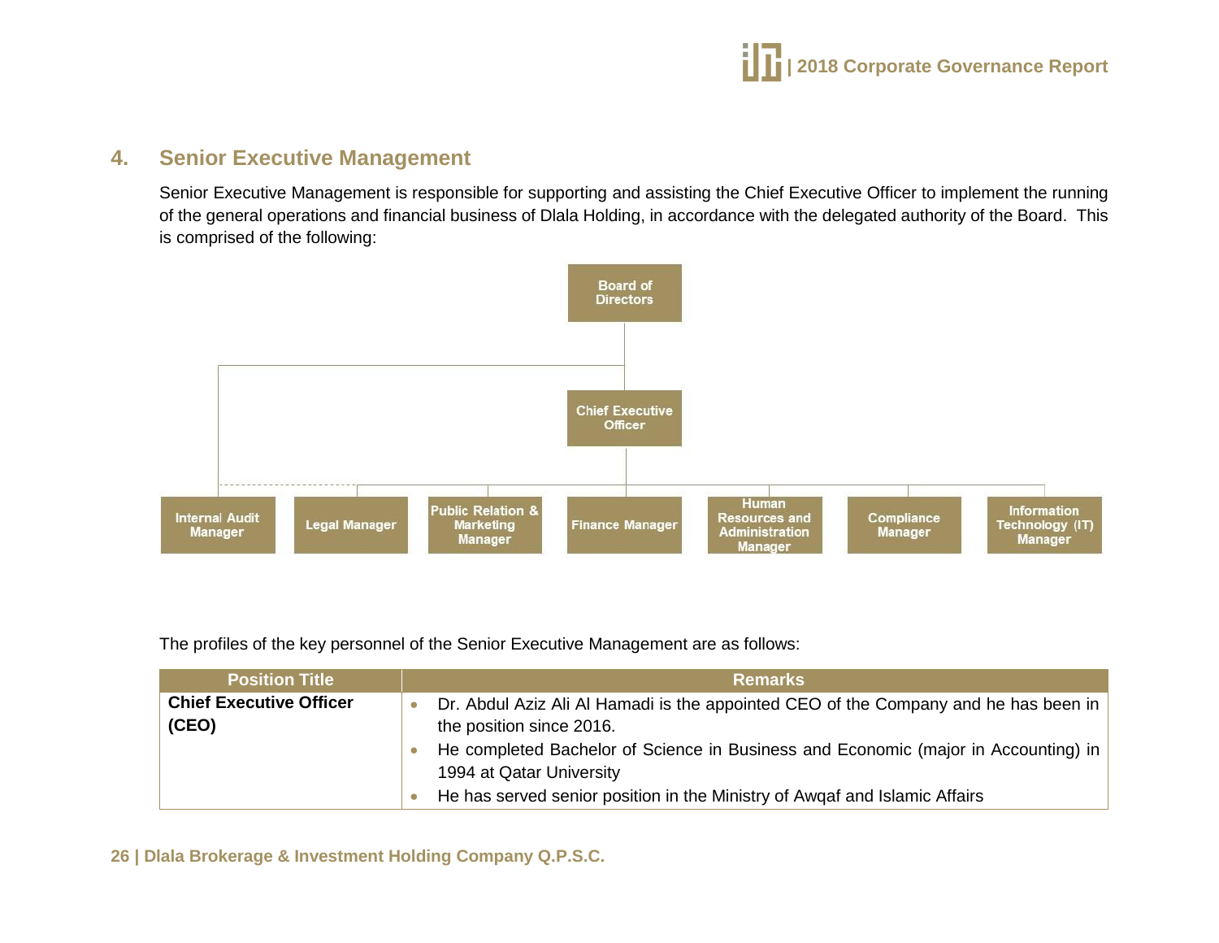## 4. Senior Executive Management

Senior Executive Management is responsible for supporting and assisting the Chief Executive Officer to implement the running of the general operations and financial business of Dlala Holding, in accordance with the delegated authority of the Board. This is comprised of the following:

Board of Directors

Chief Executive Officer

Internal Audit Manager

Legal Manager

Public Relation & Marketing Manager

Finance Manager

Human Resources and Administration Manager

Compliance Manager

Information Technology (IT) Manager

The profiles of the key personnel of the Senior Executive Management are as follows:

| Position Title | Remarks |
|---|---|
| **Chief Executive Officer (CEO)** | • Dr. Abdul Aziz Ali Al Hamadi is the appointed CEO of the Company and he has been in the position since 2016.<br>• He completed Bachelor of Science in Business and Economic (major in Accounting) in 1994 at Qatar University<br>• He has served senior position in the Ministry of Awqaf and Islamic Affairs |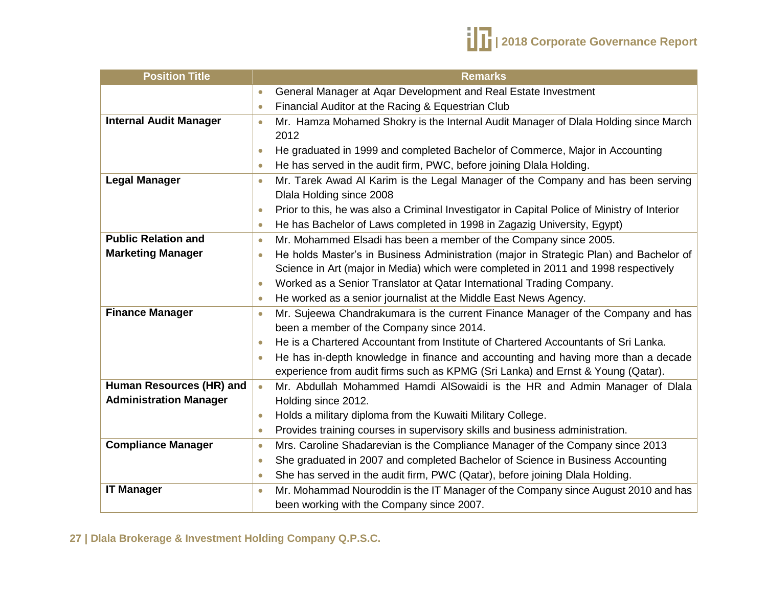| Position Title | Remarks |
|---|---|
| | • General Manager at Aqar Development and Real Estate Investment<br>• Financial Auditor at the Racing & Equestrian Club |
| **Internal Audit Manager** | • Mr. Hamza Mohamed Shokry is the Internal Audit Manager of Dlala Holding since March 2012<br>• He graduated in 1999 and completed Bachelor of Commerce, Major in Accounting<br>• He has served in the audit firm, PWC, before joining Dlala Holding. |
| **Legal Manager** | • Mr. Tarek Awad Al Karim is the Legal Manager of the Company and has been serving Dlala Holding since 2008<br>• Prior to this, he was also a Criminal Investigator in Capital Police of Ministry of Interior<br>• He has Bachelor of Laws completed in 1998 in Zagazig University, Egypt) |
| **Public Relation and Marketing Manager** | • Mr. Mohammed Elsadi has been a member of the Company since 2005.<br>• He holds Master's in Business Administration (major in Strategic Plan) and Bachelor of Science in Art (major in Media) which were completed in 2011 and 1998 respectively<br>• Worked as a Senior Translator at Qatar International Trading Company.<br>• He worked as a senior journalist at the Middle East News Agency. |
| **Finance Manager** | • Mr. Sujeewa Chandrakumara is the current Finance Manager of the Company and has been a member of the Company since 2014.<br>• He is a Chartered Accountant from Institute of Chartered Accountants of Sri Lanka.<br>• He has in-depth knowledge in finance and accounting and having more than a decade experience from audit firms such as KPMG (Sri Lanka) and Ernst & Young (Qatar). |
| **Human Resources (HR) and Administration Manager** | • Mr. Abdullah Mohammed Hamdi AlSowaidi is the HR and Admin Manager of Dlala Holding since 2012.<br>• Holds a military diploma from the Kuwaiti Military College.<br>• Provides training courses in supervisory skills and business administration. |
| **Compliance Manager** | • Mrs. Caroline Shadarevian is the Compliance Manager of the Company since 2013<br>• She graduated in 2007 and completed Bachelor of Science in Business Accounting<br>• She has served in the audit firm, PWC (Qatar), before joining Dlala Holding. |
| **IT Manager** | • Mr. Mohammad Nouroddin is the IT Manager of the Company since August 2010 and has been working with the Company since 2007. |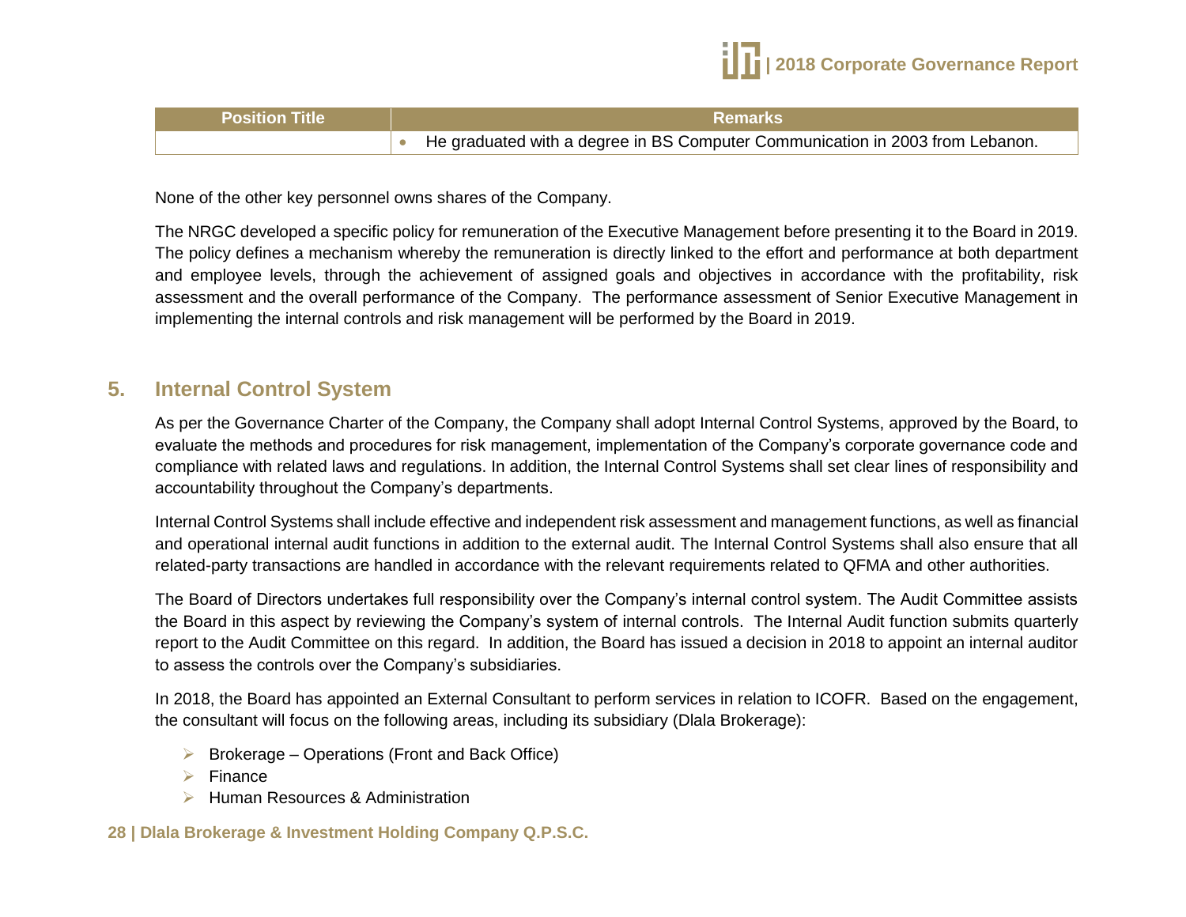| Position Title | Remarks |
|---|---|
| | • He graduated with a degree in BS Computer Communication in 2003 from Lebanon. |

None of the other key personnel owns shares of the Company.

The NRGC developed a specific policy for remuneration of the Executive Management before presenting it to the Board in 2019. The policy defines a mechanism whereby the remuneration is directly linked to the effort and performance at both department and employee levels, through the achievement of assigned goals and objectives in accordance with the profitability, risk assessment and the overall performance of the Company. The performance assessment of Senior Executive Management in implementing the internal controls and risk management will be performed by the Board in 2019.

## 5. Internal Control System

As per the Governance Charter of the Company, the Company shall adopt Internal Control Systems, approved by the Board, to evaluate the methods and procedures for risk management, implementation of the Company's corporate governance code and compliance with related laws and regulations. In addition, the Internal Control Systems shall set clear lines of responsibility and accountability throughout the Company's departments.

Internal Control Systems shall include effective and independent risk assessment and management functions, as well as financial and operational internal audit functions in addition to the external audit. The Internal Control Systems shall also ensure that all related-party transactions are handled in accordance with the relevant requirements related to QFMA and other authorities.

The Board of Directors undertakes full responsibility over the Company's internal control system. The Audit Committee assists the Board in this aspect by reviewing the Company's system of internal controls. The Internal Audit function submits quarterly report to the Audit Committee on this regard. In addition, the Board has issued a decision in 2018 to appoint an internal auditor to assess the controls over the Company's subsidiaries.

In 2018, the Board has appointed an External Consultant to perform services in relation to ICOFR. Based on the engagement, the consultant will focus on the following areas, including its subsidiary (Dlala Brokerage):

- Brokerage – Operations (Front and Back Office)
- Finance
- Human Resources & Administration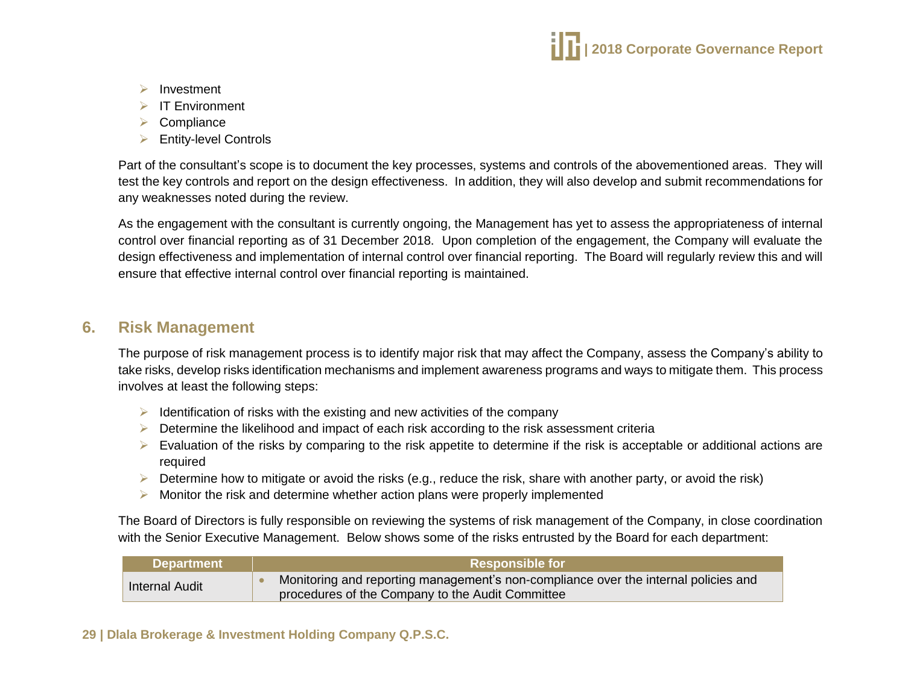- Investment
- IT Environment
- Compliance
- Entity-level Controls

Part of the consultant's scope is to document the key processes, systems and controls of the abovementioned areas. They will test the key controls and report on the design effectiveness. In addition, they will also develop and submit recommendations for any weaknesses noted during the review.

As the engagement with the consultant is currently ongoing, the Management has yet to assess the appropriateness of internal control over financial reporting as of 31 December 2018. Upon completion of the engagement, the Company will evaluate the design effectiveness and implementation of internal control over financial reporting. The Board will regularly review this and will ensure that effective internal control over financial reporting is maintained.

## 6. Risk Management

The purpose of risk management process is to identify major risk that may affect the Company, assess the Company's ability to take risks, develop risks identification mechanisms and implement awareness programs and ways to mitigate them. This process involves at least the following steps:

- Identification of risks with the existing and new activities of the company
- Determine the likelihood and impact of each risk according to the risk assessment criteria
- Evaluation of the risks by comparing to the risk appetite to determine if the risk is acceptable or additional actions are required
- Determine how to mitigate or avoid the risks (e.g., reduce the risk, share with another party, or avoid the risk)
- Monitor the risk and determine whether action plans were properly implemented

The Board of Directors is fully responsible on reviewing the systems of risk management of the Company, in close coordination with the Senior Executive Management. Below shows some of the risks entrusted by the Board for each department:

| Department | Responsible for |
|---|---|
| Internal Audit | • Monitoring and reporting management's non-compliance over the internal policies and procedures of the Company to the Audit Committee |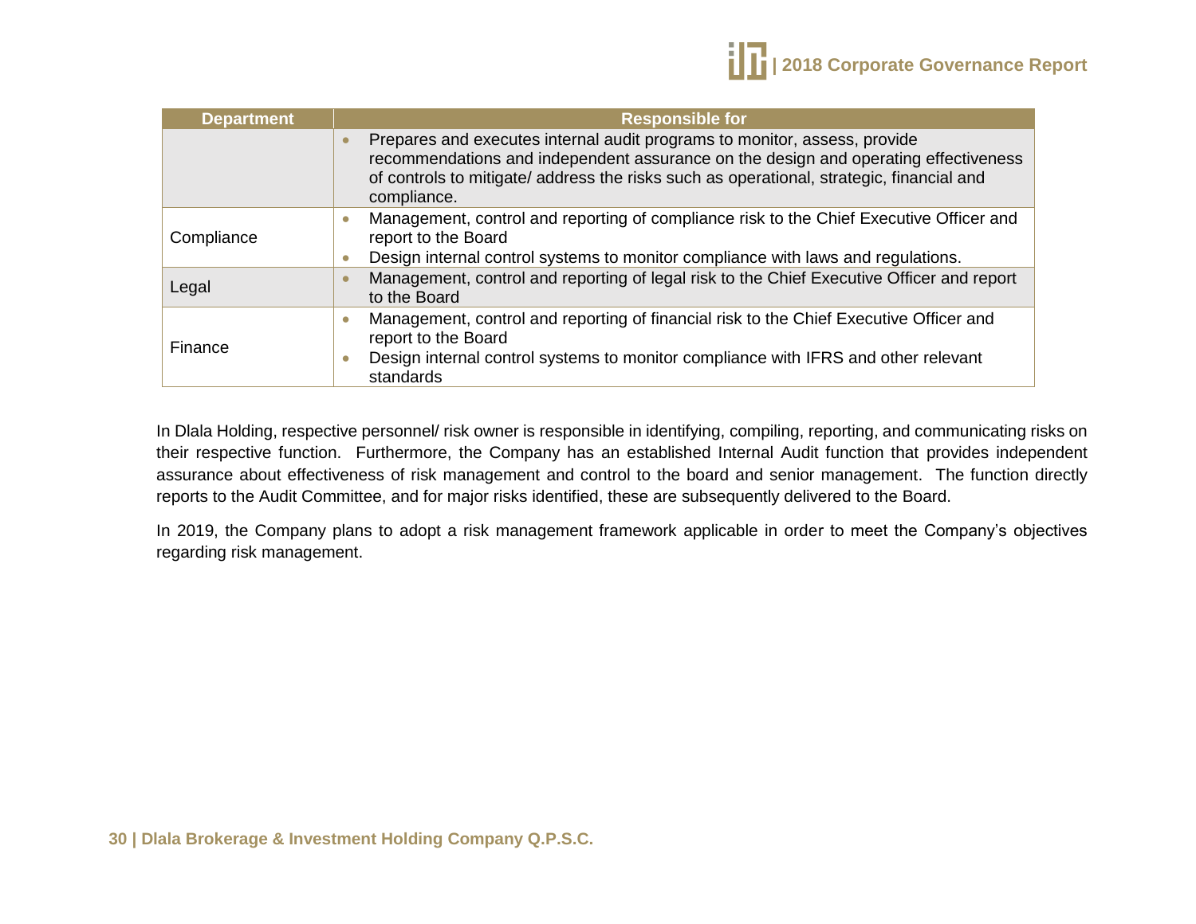| Department | Responsible for |
| --- | --- |
| | • Prepares and executes internal audit programs to monitor, assess, provide recommendations and independent assurance on the design and operating effectiveness of controls to mitigate/ address the risks such as operational, strategic, financial and compliance. |
| Compliance | • Management, control and reporting of compliance risk to the Chief Executive Officer and report to the Board<br>• Design internal control systems to monitor compliance with laws and regulations. |
| Legal | • Management, control and reporting of legal risk to the Chief Executive Officer and report to the Board |
| Finance | • Management, control and reporting of financial risk to the Chief Executive Officer and report to the Board<br>• Design internal control systems to monitor compliance with IFRS and other relevant standards |

In Dlala Holding, respective personnel/ risk owner is responsible in identifying, compiling, reporting, and communicating risks on their respective function. Furthermore, the Company has an established Internal Audit function that provides independent assurance about effectiveness of risk management and control to the board and senior management. The function directly reports to the Audit Committee, and for major risks identified, these are subsequently delivered to the Board.

In 2019, the Company plans to adopt a risk management framework applicable in order to meet the Company's objectives regarding risk management.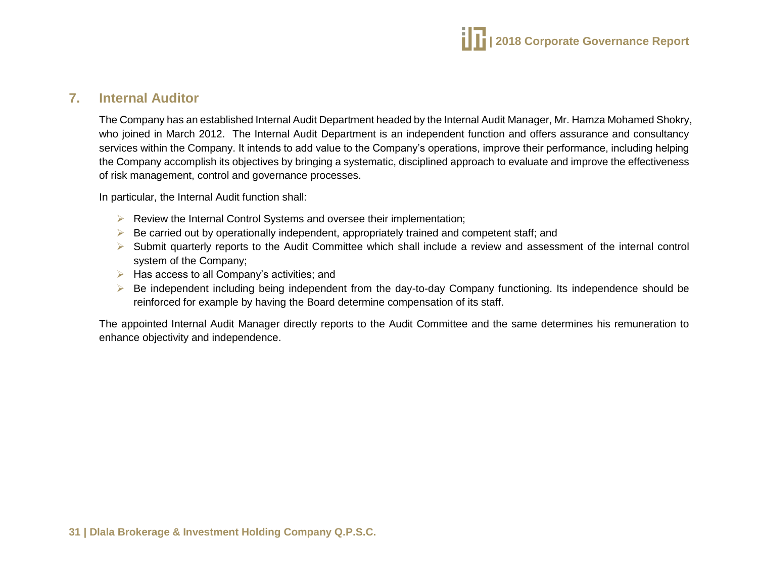## 7. Internal Auditor

The Company has an established Internal Audit Department headed by the Internal Audit Manager, Mr. Hamza Mohamed Shokry, who joined in March 2012. The Internal Audit Department is an independent function and offers assurance and consultancy services within the Company. It intends to add value to the Company's operations, improve their performance, including helping the Company accomplish its objectives by bringing a systematic, disciplined approach to evaluate and improve the effectiveness of risk management, control and governance processes.

In particular, the Internal Audit function shall:

- Review the Internal Control Systems and oversee their implementation;
- Be carried out by operationally independent, appropriately trained and competent staff; and
- Submit quarterly reports to the Audit Committee which shall include a review and assessment of the internal control system of the Company;
- Has access to all Company's activities; and
- Be independent including being independent from the day-to-day Company functioning. Its independence should be reinforced for example by having the Board determine compensation of its staff.

The appointed Internal Audit Manager directly reports to the Audit Committee and the same determines his remuneration to enhance objectivity and independence.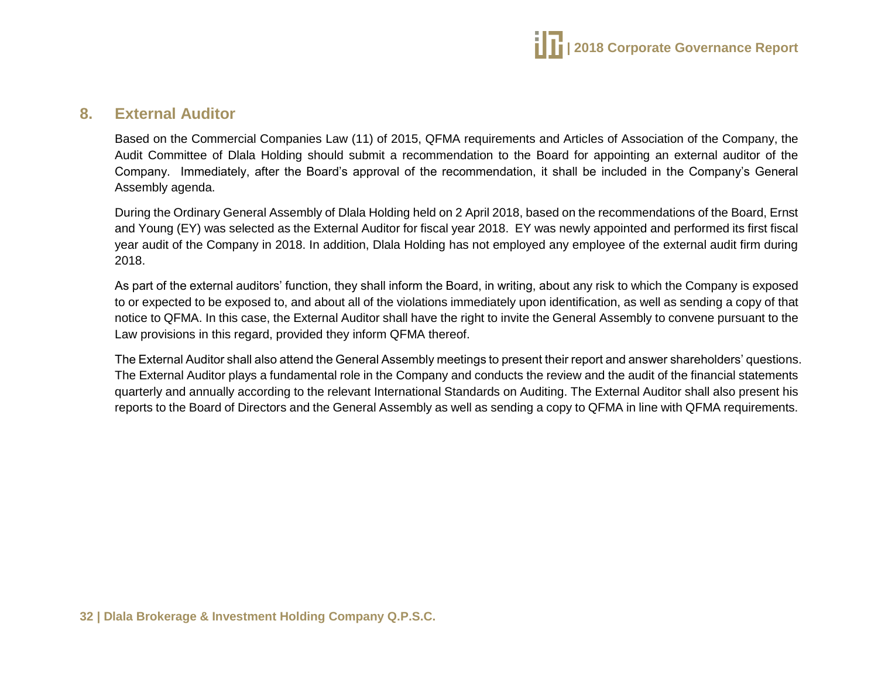## 8. External Auditor

Based on the Commercial Companies Law (11) of 2015, QFMA requirements and Articles of Association of the Company, the Audit Committee of Dlala Holding should submit a recommendation to the Board for appointing an external auditor of the Company. Immediately, after the Board's approval of the recommendation, it shall be included in the Company's General Assembly agenda.

During the Ordinary General Assembly of Dlala Holding held on 2 April 2018, based on the recommendations of the Board, Ernst and Young (EY) was selected as the External Auditor for fiscal year 2018. EY was newly appointed and performed its first fiscal year audit of the Company in 2018. In addition, Dlala Holding has not employed any employee of the external audit firm during 2018.

As part of the external auditors' function, they shall inform the Board, in writing, about any risk to which the Company is exposed to or expected to be exposed to, and about all of the violations immediately upon identification, as well as sending a copy of that notice to QFMA. In this case, the External Auditor shall have the right to invite the General Assembly to convene pursuant to the Law provisions in this regard, provided they inform QFMA thereof.

The External Auditor shall also attend the General Assembly meetings to present their report and answer shareholders' questions. The External Auditor plays a fundamental role in the Company and conducts the review and the audit of the financial statements quarterly and annually according to the relevant International Standards on Auditing. The External Auditor shall also present his reports to the Board of Directors and the General Assembly as well as sending a copy to QFMA in line with QFMA requirements.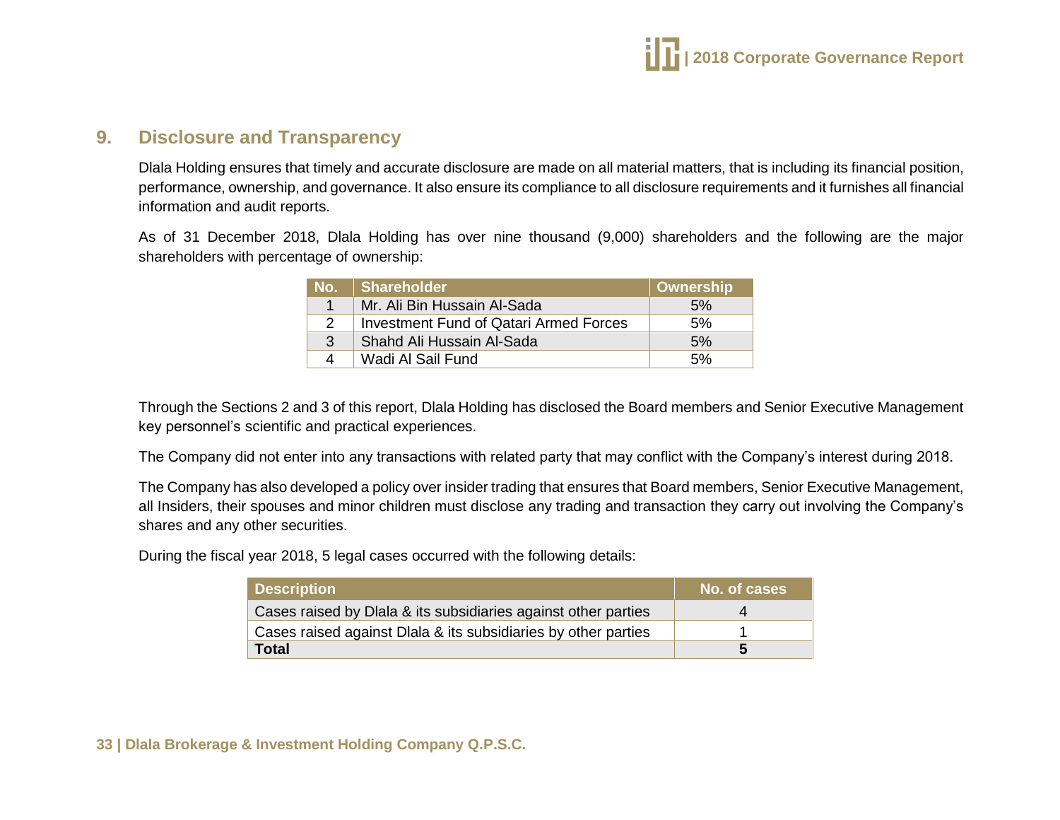## 9. Disclosure and Transparency

Dlala Holding ensures that timely and accurate disclosure are made on all material matters, that is including its financial position, performance, ownership, and governance. It also ensure its compliance to all disclosure requirements and it furnishes all financial information and audit reports.

As of 31 December 2018, Dlala Holding has over nine thousand (9,000) shareholders and the following are the major shareholders with percentage of ownership:

| No. | Shareholder | Ownership |
|---|---|---|
| 1 | Mr. Ali Bin Hussain Al-Sada | 5% |
| 2 | Investment Fund of Qatari Armed Forces | 5% |
| 3 | Shahd Ali Hussain Al-Sada | 5% |
| 4 | Wadi Al Sail Fund | 5% |

Through the Sections 2 and 3 of this report, Dlala Holding has disclosed the Board members and Senior Executive Management key personnel's scientific and practical experiences.

The Company did not enter into any transactions with related party that may conflict with the Company's interest during 2018.

The Company has also developed a policy over insider trading that ensures that Board members, Senior Executive Management, all Insiders, their spouses and minor children must disclose any trading and transaction they carry out involving the Company's shares and any other securities.

During the fiscal year 2018, 5 legal cases occurred with the following details:

| Description | No. of cases |
|---|---|
| Cases raised by Dlala & its subsidiaries against other parties | 4 |
| Cases raised against Dlala & its subsidiaries by other parties | 1 |
| **Total** | **5** |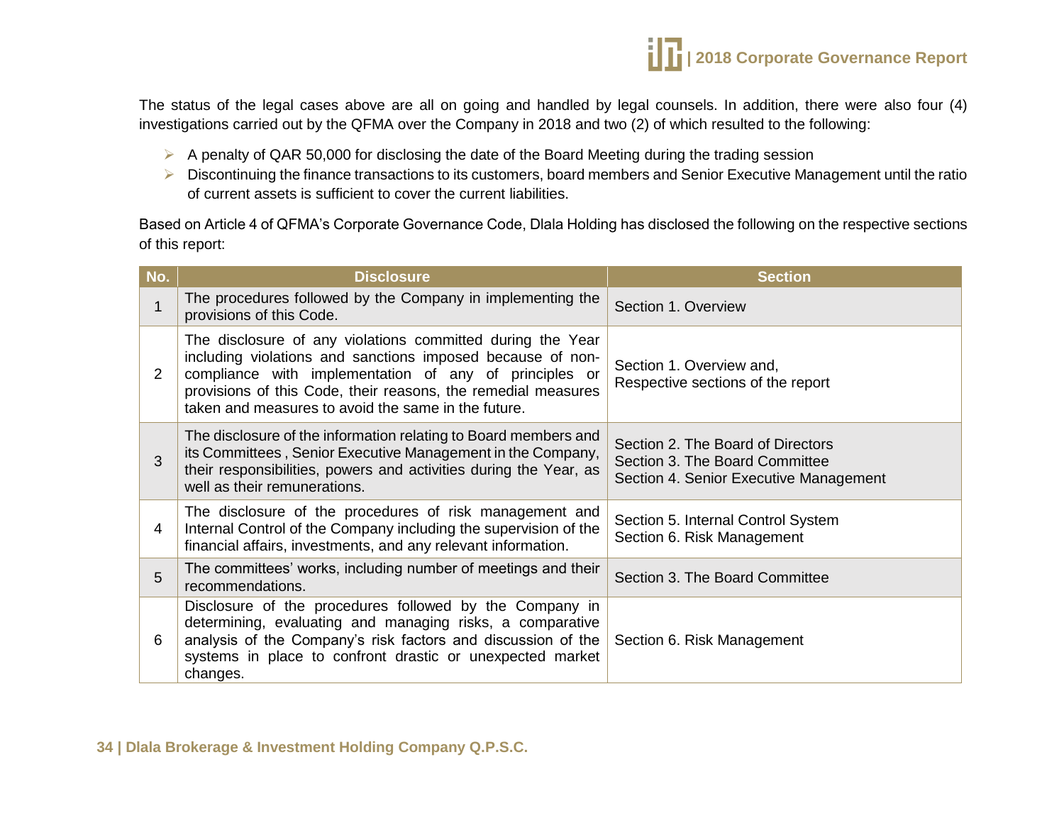The status of the legal cases above are all on going and handled by legal counsels. In addition, there were also four (4) investigations carried out by the QFMA over the Company in 2018 and two (2) of which resulted to the following:

- A penalty of QAR 50,000 for disclosing the date of the Board Meeting during the trading session
- Discontinuing the finance transactions to its customers, board members and Senior Executive Management until the ratio of current assets is sufficient to cover the current liabilities.

Based on Article 4 of QFMA's Corporate Governance Code, Dlala Holding has disclosed the following on the respective sections of this report:

| No. | Disclosure | Section |
|---|---|---|
| 1 | The procedures followed by the Company in implementing the provisions of this Code. | Section 1. Overview |
| 2 | The disclosure of any violations committed during the Year including violations and sanctions imposed because of non-compliance with implementation of any of principles or provisions of this Code, their reasons, the remedial measures taken and measures to avoid the same in the future. | Section 1. Overview and,<br>Respective sections of the report |
| 3 | The disclosure of the information relating to Board members and its Committees , Senior Executive Management in the Company, their responsibilities, powers and activities during the Year, as well as their remunerations. | Section 2. The Board of Directors<br>Section 3. The Board Committee<br>Section 4. Senior Executive Management |
| 4 | The disclosure of the procedures of risk management and Internal Control of the Company including the supervision of the financial affairs, investments, and any relevant information. | Section 5. Internal Control System<br>Section 6. Risk Management |
| 5 | The committees' works, including number of meetings and their recommendations. | Section 3. The Board Committee |
| 6 | Disclosure of the procedures followed by the Company in determining, evaluating and managing risks, a comparative analysis of the Company's risk factors and discussion of the systems in place to confront drastic or unexpected market changes. | Section 6. Risk Management |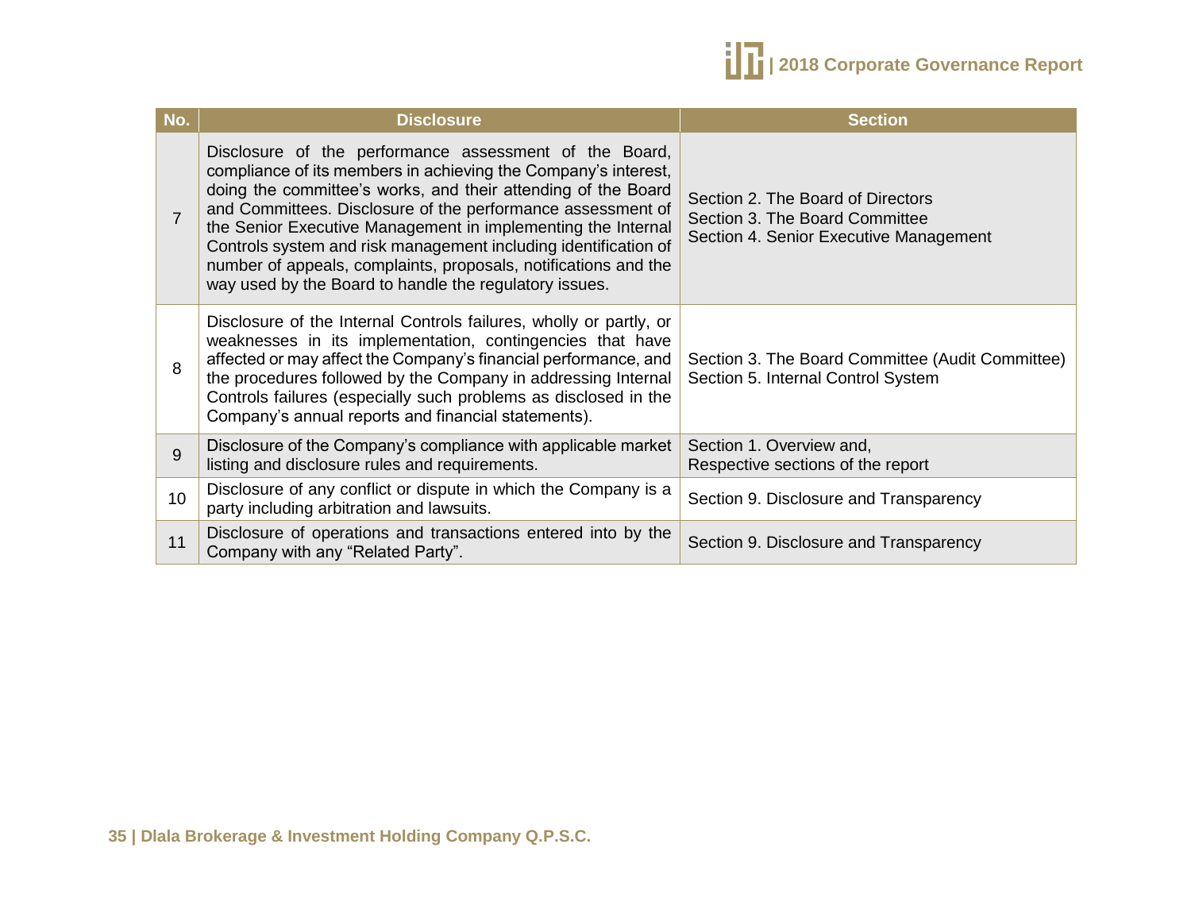| No. | Disclosure | Section |
|---|---|---|
| 7 | Disclosure of the performance assessment of the Board, compliance of its members in achieving the Company's interest, doing the committee's works, and their attending of the Board and Committees. Disclosure of the performance assessment of the Senior Executive Management in implementing the Internal Controls system and risk management including identification of number of appeals, complaints, proposals, notifications and the way used by the Board to handle the regulatory issues. | Section 2. The Board of Directors<br>Section 3. The Board Committee<br>Section 4. Senior Executive Management |
| 8 | Disclosure of the Internal Controls failures, wholly or partly, or weaknesses in its implementation, contingencies that have affected or may affect the Company's financial performance, and the procedures followed by the Company in addressing Internal Controls failures (especially such problems as disclosed in the Company's annual reports and financial statements). | Section 3. The Board Committee (Audit Committee)<br>Section 5. Internal Control System |
| 9 | Disclosure of the Company's compliance with applicable market listing and disclosure rules and requirements. | Section 1. Overview and,<br>Respective sections of the report |
| 10 | Disclosure of any conflict or dispute in which the Company is a party including arbitration and lawsuits. | Section 9. Disclosure and Transparency |
| 11 | Disclosure of operations and transactions entered into by the Company with any "Related Party". | Section 9. Disclosure and Transparency |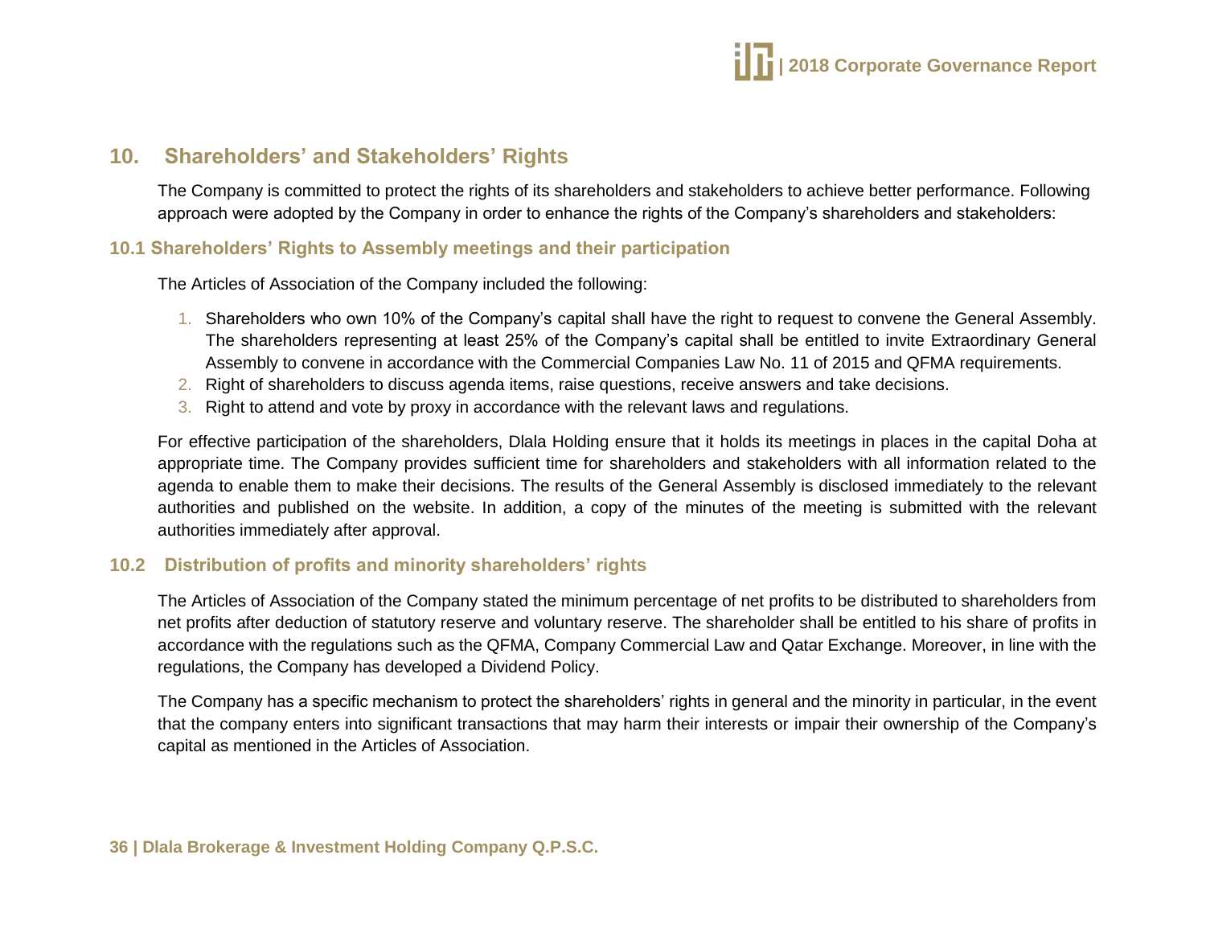## 10. Shareholders' and Stakeholders' Rights

The Company is committed to protect the rights of its shareholders and stakeholders to achieve better performance. Following approach were adopted by the Company in order to enhance the rights of the Company's shareholders and stakeholders:

### 10.1 Shareholders' Rights to Assembly meetings and their participation

The Articles of Association of the Company included the following:

1. Shareholders who own 10% of the Company's capital shall have the right to request to convene the General Assembly. The shareholders representing at least 25% of the Company's capital shall be entitled to invite Extraordinary General Assembly to convene in accordance with the Commercial Companies Law No. 11 of 2015 and QFMA requirements.
2. Right of shareholders to discuss agenda items, raise questions, receive answers and take decisions.
3. Right to attend and vote by proxy in accordance with the relevant laws and regulations.

For effective participation of the shareholders, Dlala Holding ensure that it holds its meetings in places in the capital Doha at appropriate time. The Company provides sufficient time for shareholders and stakeholders with all information related to the agenda to enable them to make their decisions. The results of the General Assembly is disclosed immediately to the relevant authorities and published on the website. In addition, a copy of the minutes of the meeting is submitted with the relevant authorities immediately after approval.

### 10.2 Distribution of profits and minority shareholders' rights

The Articles of Association of the Company stated the minimum percentage of net profits to be distributed to shareholders from net profits after deduction of statutory reserve and voluntary reserve. The shareholder shall be entitled to his share of profits in accordance with the regulations such as the QFMA, Company Commercial Law and Qatar Exchange. Moreover, in line with the regulations, the Company has developed a Dividend Policy.

The Company has a specific mechanism to protect the shareholders' rights in general and the minority in particular, in the event that the company enters into significant transactions that may harm their interests or impair their ownership of the Company's capital as mentioned in the Articles of Association.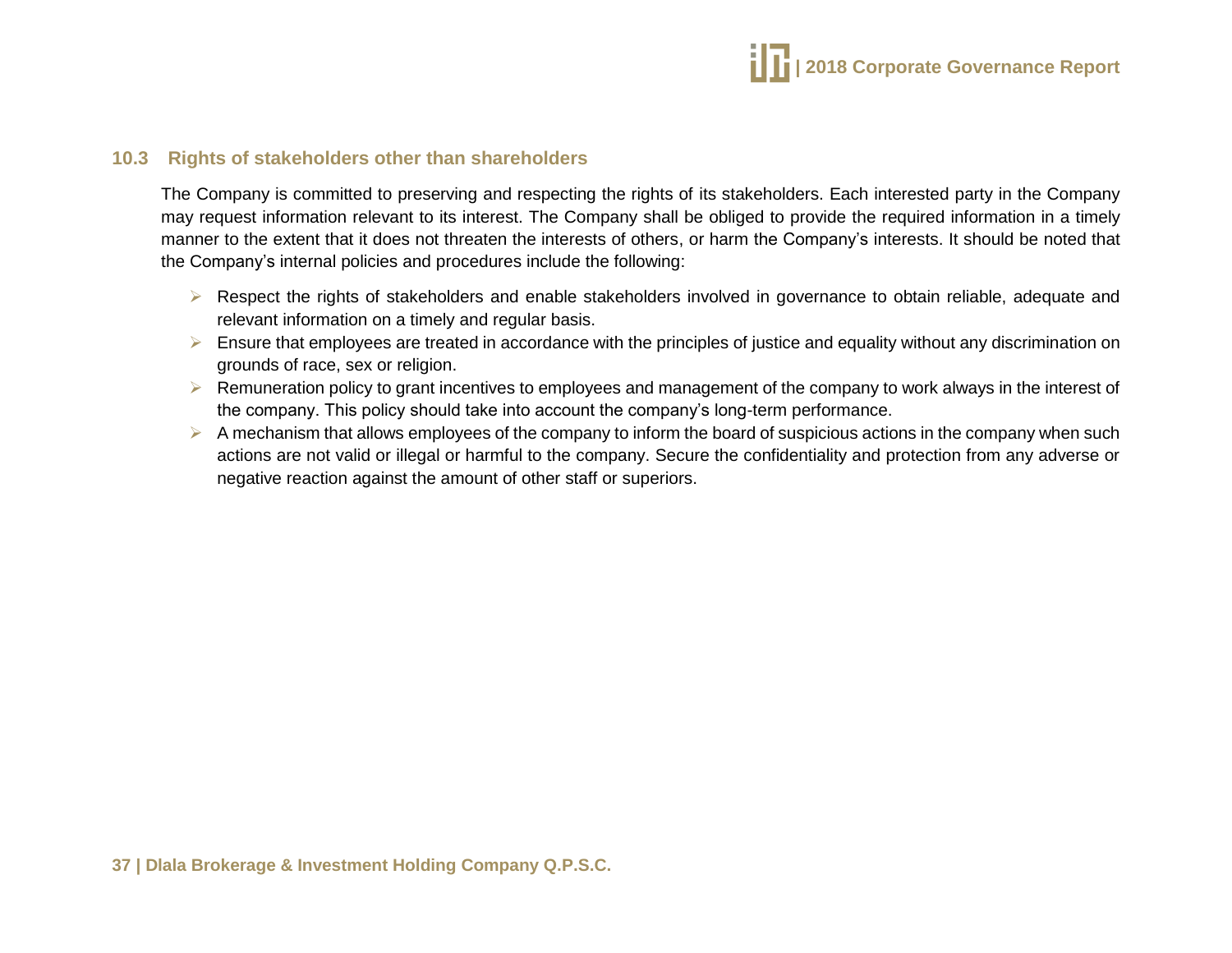### 10.3 Rights of stakeholders other than shareholders

The Company is committed to preserving and respecting the rights of its stakeholders. Each interested party in the Company may request information relevant to its interest. The Company shall be obliged to provide the required information in a timely manner to the extent that it does not threaten the interests of others, or harm the Company's interests. It should be noted that the Company's internal policies and procedures include the following:

- Respect the rights of stakeholders and enable stakeholders involved in governance to obtain reliable, adequate and relevant information on a timely and regular basis.
- Ensure that employees are treated in accordance with the principles of justice and equality without any discrimination on grounds of race, sex or religion.
- Remuneration policy to grant incentives to employees and management of the company to work always in the interest of the company. This policy should take into account the company's long-term performance.
- A mechanism that allows employees of the company to inform the board of suspicious actions in the company when such actions are not valid or illegal or harmful to the company. Secure the confidentiality and protection from any adverse or negative reaction against the amount of other staff or superiors.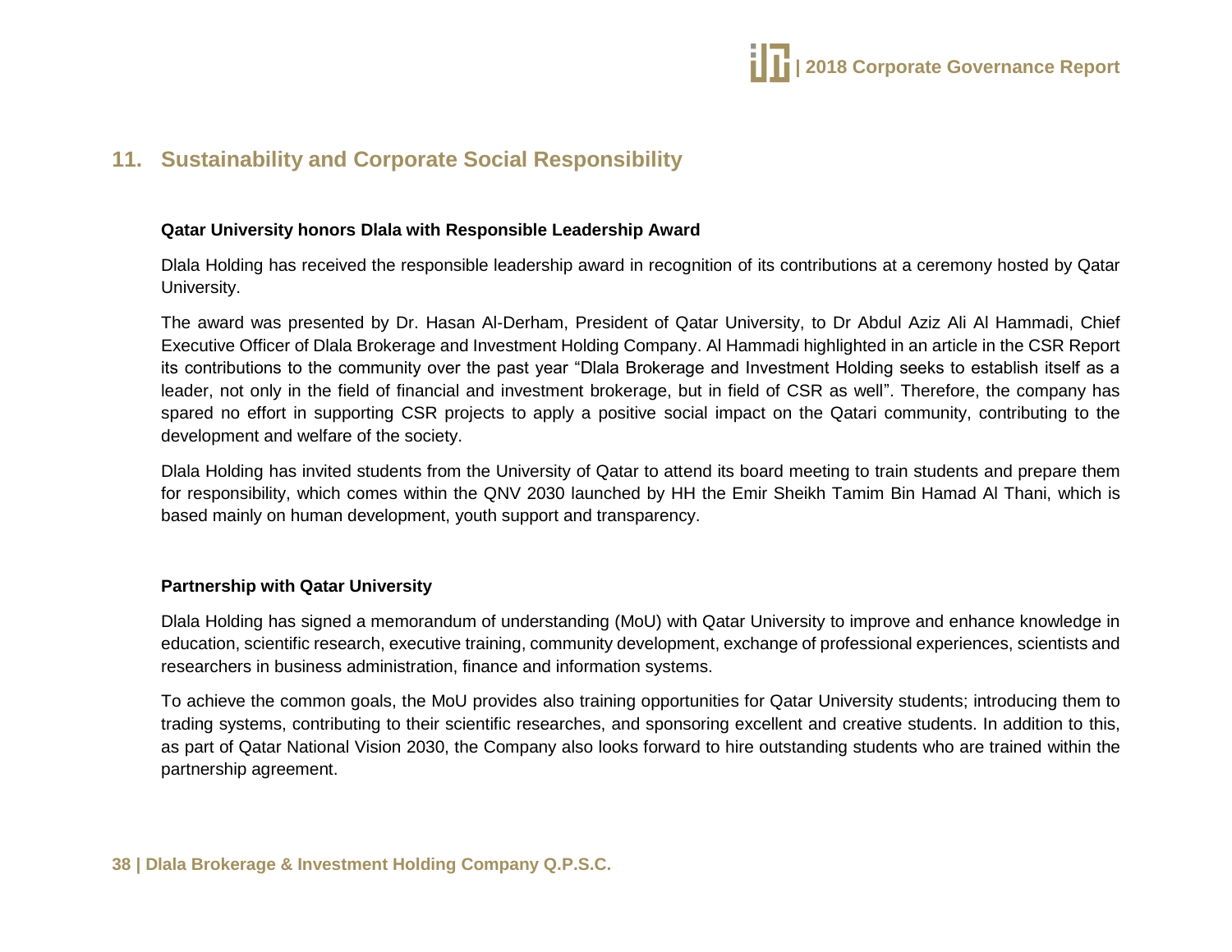## 11. Sustainability and Corporate Social Responsibility

**Qatar University honors Dlala with Responsible Leadership Award**

Dlala Holding has received the responsible leadership award in recognition of its contributions at a ceremony hosted by Qatar University.

The award was presented by Dr. Hasan Al-Derham, President of Qatar University, to Dr Abdul Aziz Ali Al Hammadi, Chief Executive Officer of Dlala Brokerage and Investment Holding Company. Al Hammadi highlighted in an article in the CSR Report its contributions to the community over the past year "Dlala Brokerage and Investment Holding seeks to establish itself as a leader, not only in the field of financial and investment brokerage, but in field of CSR as well". Therefore, the company has spared no effort in supporting CSR projects to apply a positive social impact on the Qatari community, contributing to the development and welfare of the society.

Dlala Holding has invited students from the University of Qatar to attend its board meeting to train students and prepare them for responsibility, which comes within the QNV 2030 launched by HH the Emir Sheikh Tamim Bin Hamad Al Thani, which is based mainly on human development, youth support and transparency.

**Partnership with Qatar University**

Dlala Holding has signed a memorandum of understanding (MoU) with Qatar University to improve and enhance knowledge in education, scientific research, executive training, community development, exchange of professional experiences, scientists and researchers in business administration, finance and information systems.

To achieve the common goals, the MoU provides also training opportunities for Qatar University students; introducing them to trading systems, contributing to their scientific researches, and sponsoring excellent and creative students. In addition to this, as part of Qatar National Vision 2030, the Company also looks forward to hire outstanding students who are trained within the partnership agreement.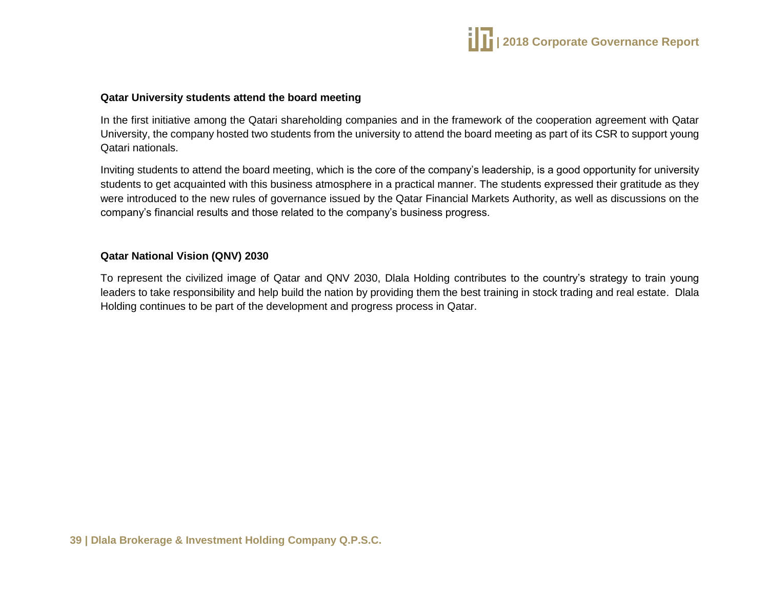**Qatar University students attend the board meeting**

In the first initiative among the Qatari shareholding companies and in the framework of the cooperation agreement with Qatar University, the company hosted two students from the university to attend the board meeting as part of its CSR to support young Qatari nationals.

Inviting students to attend the board meeting, which is the core of the company's leadership, is a good opportunity for university students to get acquainted with this business atmosphere in a practical manner. The students expressed their gratitude as they were introduced to the new rules of governance issued by the Qatar Financial Markets Authority, as well as discussions on the company's financial results and those related to the company's business progress.

**Qatar National Vision (QNV) 2030**

To represent the civilized image of Qatar and QNV 2030, Dlala Holding contributes to the country's strategy to train young leaders to take responsibility and help build the nation by providing them the best training in stock trading and real estate. Dlala Holding continues to be part of the development and progress process in Qatar.